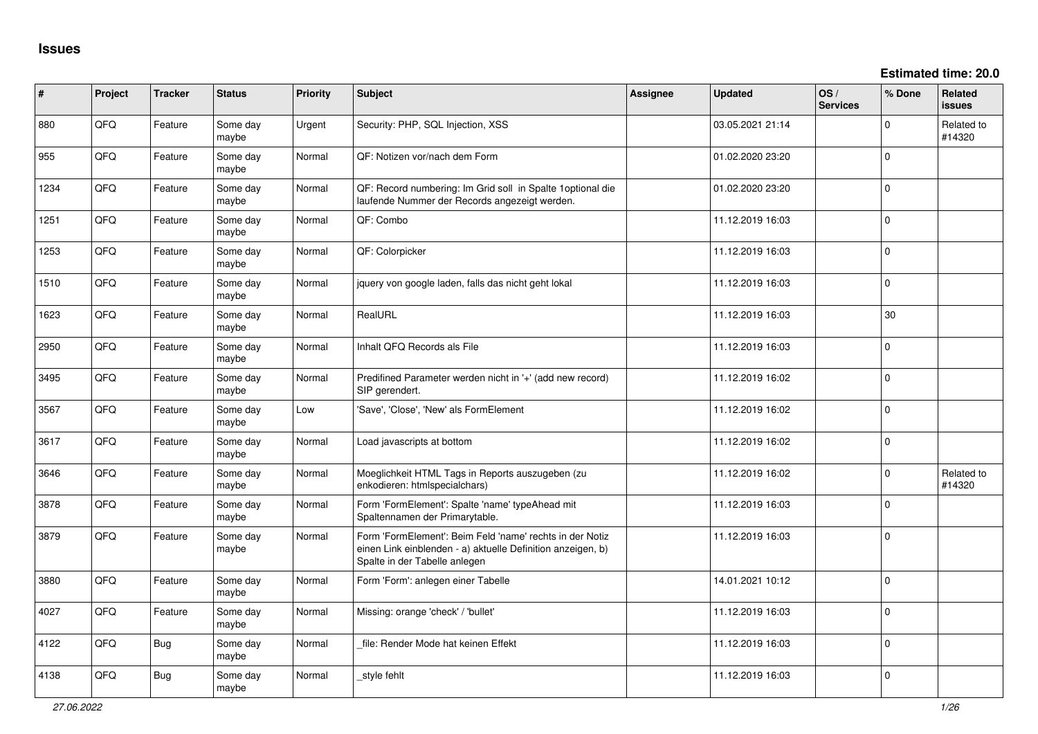# Issues

**Estimated time: 20.0**

| # | Project | Tracker | Status | Priority | Subject | Assignee | Updated | OS / Services | % Done | Related issues |
|---|---|---|---|---|---|---|---|---|---|---|
| 880 | QFQ | Feature | Some day maybe | Urgent | Security: PHP, SQL Injection, XSS | | 03.05.2021 21:14 | | 0 | Related to #14320 |
| 955 | QFQ | Feature | Some day maybe | Normal | QF: Notizen vor/nach dem Form | | 01.02.2020 23:20 | | 0 | |
| 1234 | QFQ | Feature | Some day maybe | Normal | QF: Record numbering: Im Grid soll in Spalte 1optional die laufende Nummer der Records angezeigt werden. | | 01.02.2020 23:20 | | 0 | |
| 1251 | QFQ | Feature | Some day maybe | Normal | QF: Combo | | 11.12.2019 16:03 | | 0 | |
| 1253 | QFQ | Feature | Some day maybe | Normal | QF: Colorpicker | | 11.12.2019 16:03 | | 0 | |
| 1510 | QFQ | Feature | Some day maybe | Normal | jquery von google laden, falls das nicht geht lokal | | 11.12.2019 16:03 | | 0 | |
| 1623 | QFQ | Feature | Some day maybe | Normal | RealURL | | 11.12.2019 16:03 | | 30 | |
| 2950 | QFQ | Feature | Some day maybe | Normal | Inhalt QFQ Records als File | | 11.12.2019 16:03 | | 0 | |
| 3495 | QFQ | Feature | Some day maybe | Normal | Predifined Parameter werden nicht in '+' (add new record) SIP gerendert. | | 11.12.2019 16:02 | | 0 | |
| 3567 | QFQ | Feature | Some day maybe | Low | 'Save', 'Close', 'New' als FormElement | | 11.12.2019 16:02 | | 0 | |
| 3617 | QFQ | Feature | Some day maybe | Normal | Load javascripts at bottom | | 11.12.2019 16:02 | | 0 | |
| 3646 | QFQ | Feature | Some day maybe | Normal | Moeglichkeit HTML Tags in Reports auszugeben (zu enkodieren: htmlspecialchars) | | 11.12.2019 16:02 | | 0 | Related to #14320 |
| 3878 | QFQ | Feature | Some day maybe | Normal | Form 'FormElement': Spalte 'name' typeAhead mit Spaltennamen der Primarytable. | | 11.12.2019 16:03 | | 0 | |
| 3879 | QFQ | Feature | Some day maybe | Normal | Form 'FormElement': Beim Feld 'name' rechts in der Notiz einen Link einblenden - a) aktuelle Definition anzeigen, b) Spalte in der Tabelle anlegen | | 11.12.2019 16:03 | | 0 | |
| 3880 | QFQ | Feature | Some day maybe | Normal | Form 'Form': anlegen einer Tabelle | | 14.01.2021 10:12 | | 0 | |
| 4027 | QFQ | Feature | Some day maybe | Normal | Missing: orange 'check' / 'bullet' | | 11.12.2019 16:03 | | 0 | |
| 4122 | QFQ | Bug | Some day maybe | Normal | _file: Render Mode hat keinen Effekt | | 11.12.2019 16:03 | | 0 | |
| 4138 | QFQ | Bug | Some day maybe | Normal | _style fehlt | | 11.12.2019 16:03 | | 0 | |

*27.06.2022*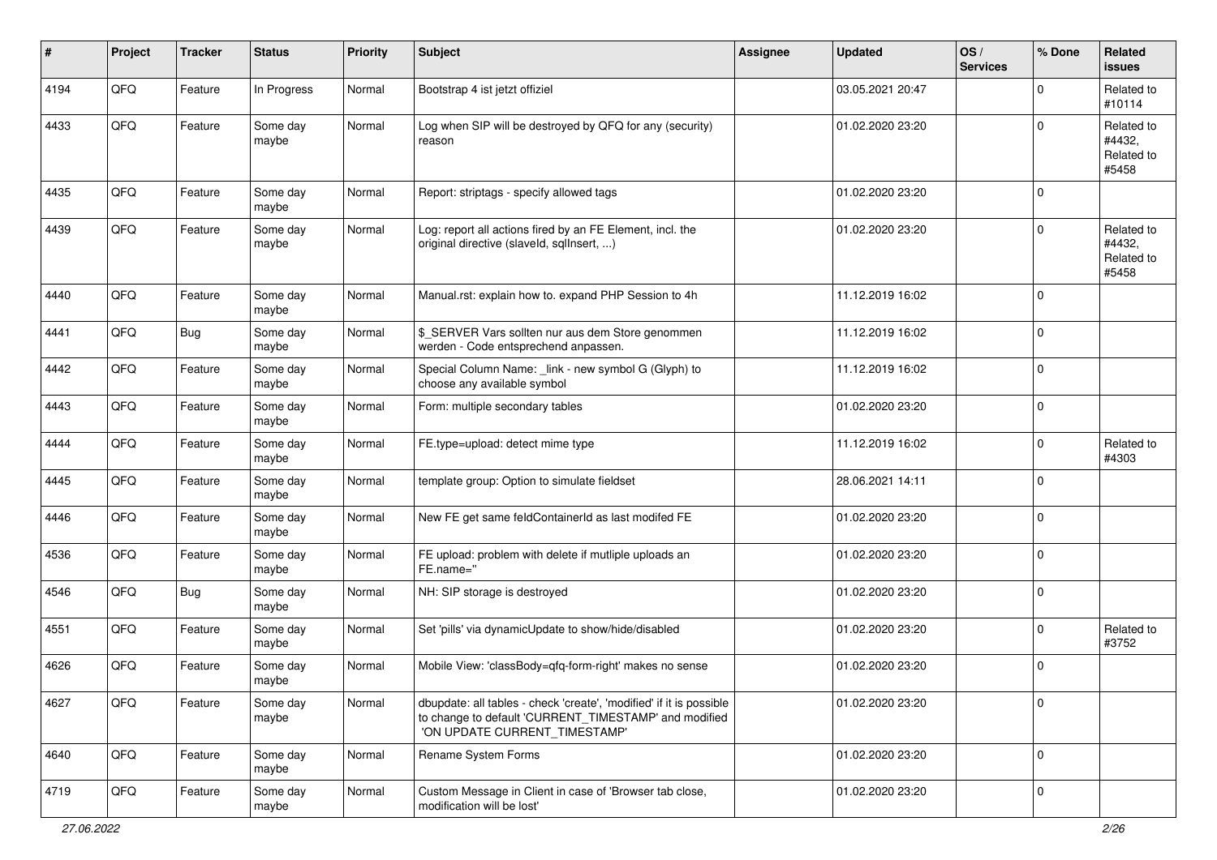| # | Project | Tracker | Status | Priority | Subject | Assignee | Updated | OS / Services | % Done | Related issues |
|---|---|---|---|---|---|---|---|---|---|---|
| 4194 | QFQ | Feature | In Progress | Normal | Bootstrap 4 ist jetzt offiziel | | 03.05.2021 20:47 | | 0 | Related to #10114 |
| 4433 | QFQ | Feature | Some day maybe | Normal | Log when SIP will be destroyed by QFQ for any (security) reason | | 01.02.2020 23:20 | | 0 | Related to #4432, Related to #5458 |
| 4435 | QFQ | Feature | Some day maybe | Normal | Report: striptags - specify allowed tags | | 01.02.2020 23:20 | | 0 | |
| 4439 | QFQ | Feature | Some day maybe | Normal | Log: report all actions fired by an FE Element, incl. the original directive (slaveId, sqlInsert, ...) | | 01.02.2020 23:20 | | 0 | Related to #4432, Related to #5458 |
| 4440 | QFQ | Feature | Some day maybe | Normal | Manual.rst: explain how to. expand PHP Session to 4h | | 11.12.2019 16:02 | | 0 | |
| 4441 | QFQ | Bug | Some day maybe | Normal | $_SERVER Vars sollten nur aus dem Store genommen werden - Code entsprechend anpassen. | | 11.12.2019 16:02 | | 0 | |
| 4442 | QFQ | Feature | Some day maybe | Normal | Special Column Name: _link - new symbol G (Glyph) to choose any available symbol | | 11.12.2019 16:02 | | 0 | |
| 4443 | QFQ | Feature | Some day maybe | Normal | Form: multiple secondary tables | | 01.02.2020 23:20 | | 0 | |
| 4444 | QFQ | Feature | Some day maybe | Normal | FE.type=upload: detect mime type | | 11.12.2019 16:02 | | 0 | Related to #4303 |
| 4445 | QFQ | Feature | Some day maybe | Normal | template group: Option to simulate fieldset | | 28.06.2021 14:11 | | 0 | |
| 4446 | QFQ | Feature | Some day maybe | Normal | New FE get same feldContainerId as last modifed FE | | 01.02.2020 23:20 | | 0 | |
| 4536 | QFQ | Feature | Some day maybe | Normal | FE upload: problem with delete if mutliple uploads an FE.name='' | | 01.02.2020 23:20 | | 0 | |
| 4546 | QFQ | Bug | Some day maybe | Normal | NH: SIP storage is destroyed | | 01.02.2020 23:20 | | 0 | |
| 4551 | QFQ | Feature | Some day maybe | Normal | Set 'pills' via dynamicUpdate to show/hide/disabled | | 01.02.2020 23:20 | | 0 | Related to #3752 |
| 4626 | QFQ | Feature | Some day maybe | Normal | Mobile View: 'classBody=qfq-form-right' makes no sense | | 01.02.2020 23:20 | | 0 | |
| 4627 | QFQ | Feature | Some day maybe | Normal | dbupdate: all tables - check 'create', 'modified' if it is possible to change to default 'CURRENT_TIMESTAMP' and modified 'ON UPDATE CURRENT_TIMESTAMP' | | 01.02.2020 23:20 | | 0 | |
| 4640 | QFQ | Feature | Some day maybe | Normal | Rename System Forms | | 01.02.2020 23:20 | | 0 | |
| 4719 | QFQ | Feature | Some day maybe | Normal | Custom Message in Client in case of 'Browser tab close, modification will be lost' | | 01.02.2020 23:20 | | 0 | |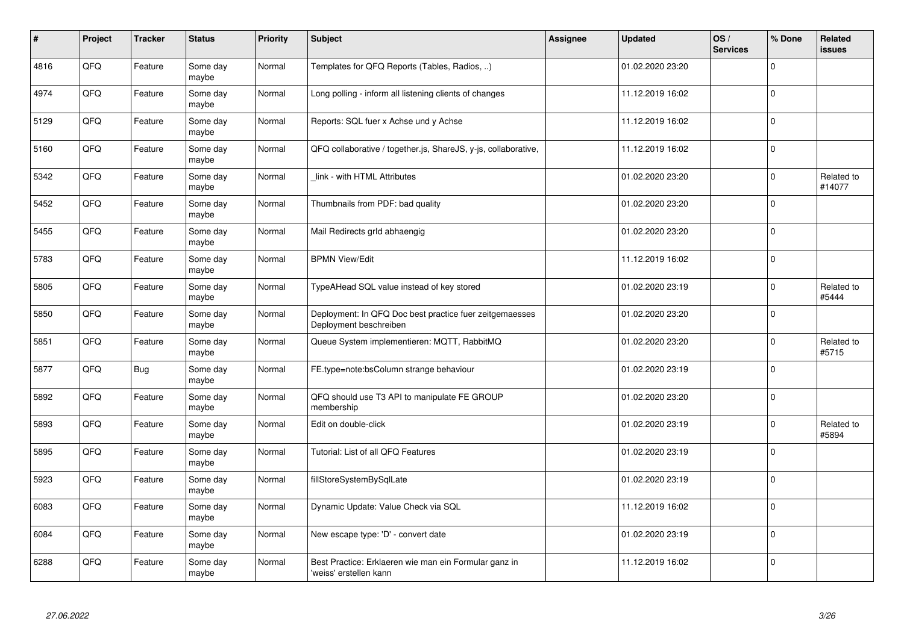| # | Project | Tracker | Status | Priority | Subject | Assignee | Updated | OS / Services | % Done | Related issues |
|---|---|---|---|---|---|---|---|---|---|---|
| 4816 | QFQ | Feature | Some day maybe | Normal | Templates for QFQ Reports (Tables, Radios, ..) | | 01.02.2020 23:20 | | 0 | |
| 4974 | QFQ | Feature | Some day maybe | Normal | Long polling - inform all listening clients of changes | | 11.12.2019 16:02 | | 0 | |
| 5129 | QFQ | Feature | Some day maybe | Normal | Reports: SQL fuer x Achse und y Achse | | 11.12.2019 16:02 | | 0 | |
| 5160 | QFQ | Feature | Some day maybe | Normal | QFQ collaborative / together.js, ShareJS, y-js, collaborative, | | 11.12.2019 16:02 | | 0 | |
| 5342 | QFQ | Feature | Some day maybe | Normal | _link - with HTML Attributes | | 01.02.2020 23:20 | | 0 | Related to #14077 |
| 5452 | QFQ | Feature | Some day maybe | Normal | Thumbnails from PDF: bad quality | | 01.02.2020 23:20 | | 0 | |
| 5455 | QFQ | Feature | Some day maybe | Normal | Mail Redirects grId abhaengig | | 01.02.2020 23:20 | | 0 | |
| 5783 | QFQ | Feature | Some day maybe | Normal | BPMN View/Edit | | 11.12.2019 16:02 | | 0 | |
| 5805 | QFQ | Feature | Some day maybe | Normal | TypeAHead SQL value instead of key stored | | 01.02.2020 23:19 | | 0 | Related to #5444 |
| 5850 | QFQ | Feature | Some day maybe | Normal | Deployment: In QFQ Doc best practice fuer zeitgemaesses Deployment beschreiben | | 01.02.2020 23:20 | | 0 | |
| 5851 | QFQ | Feature | Some day maybe | Normal | Queue System implementieren: MQTT, RabbitMQ | | 01.02.2020 23:20 | | 0 | Related to #5715 |
| 5877 | QFQ | Bug | Some day maybe | Normal | FE.type=note:bsColumn strange behaviour | | 01.02.2020 23:19 | | 0 | |
| 5892 | QFQ | Feature | Some day maybe | Normal | QFQ should use T3 API to manipulate FE GROUP membership | | 01.02.2020 23:20 | | 0 | |
| 5893 | QFQ | Feature | Some day maybe | Normal | Edit on double-click | | 01.02.2020 23:19 | | 0 | Related to #5894 |
| 5895 | QFQ | Feature | Some day maybe | Normal | Tutorial: List of all QFQ Features | | 01.02.2020 23:19 | | 0 | |
| 5923 | QFQ | Feature | Some day maybe | Normal | fillStoreSystemBySqlLate | | 01.02.2020 23:19 | | 0 | |
| 6083 | QFQ | Feature | Some day maybe | Normal | Dynamic Update: Value Check via SQL | | 11.12.2019 16:02 | | 0 | |
| 6084 | QFQ | Feature | Some day maybe | Normal | New escape type: 'D' - convert date | | 01.02.2020 23:19 | | 0 | |
| 6288 | QFQ | Feature | Some day maybe | Normal | Best Practice: Erklaeren wie man ein Formular ganz in 'weiss' erstellen kann | | 11.12.2019 16:02 | | 0 | |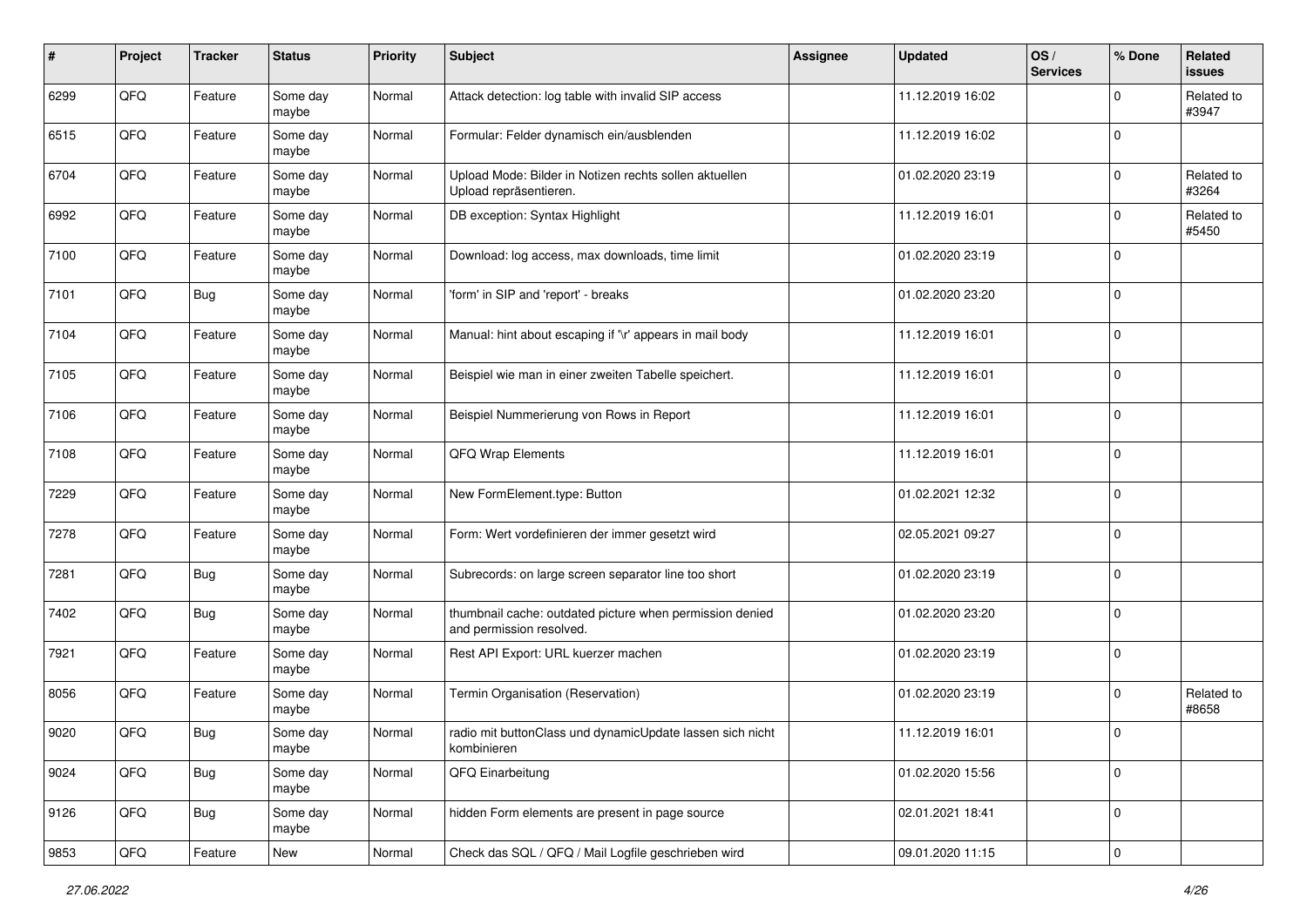| # | Project | Tracker | Status | Priority | Subject | Assignee | Updated | OS / Services | % Done | Related issues |
|---|---|---|---|---|---|---|---|---|---|---|
| 6299 | QFQ | Feature | Some day maybe | Normal | Attack detection: log table with invalid SIP access | | 11.12.2019 16:02 | | 0 | Related to #3947 |
| 6515 | QFQ | Feature | Some day maybe | Normal | Formular: Felder dynamisch ein/ausblenden | | 11.12.2019 16:02 | | 0 | |
| 6704 | QFQ | Feature | Some day maybe | Normal | Upload Mode: Bilder in Notizen rechts sollen aktuellen Upload repräsentieren. | | 01.02.2020 23:19 | | 0 | Related to #3264 |
| 6992 | QFQ | Feature | Some day maybe | Normal | DB exception: Syntax Highlight | | 11.12.2019 16:01 | | 0 | Related to #5450 |
| 7100 | QFQ | Feature | Some day maybe | Normal | Download: log access, max downloads, time limit | | 01.02.2020 23:19 | | 0 | |
| 7101 | QFQ | Bug | Some day maybe | Normal | 'form' in SIP and 'report' - breaks | | 01.02.2020 23:20 | | 0 | |
| 7104 | QFQ | Feature | Some day maybe | Normal | Manual: hint about escaping if '\r' appears in mail body | | 11.12.2019 16:01 | | 0 | |
| 7105 | QFQ | Feature | Some day maybe | Normal | Beispiel wie man in einer zweiten Tabelle speichert. | | 11.12.2019 16:01 | | 0 | |
| 7106 | QFQ | Feature | Some day maybe | Normal | Beispiel Nummerierung von Rows in Report | | 11.12.2019 16:01 | | 0 | |
| 7108 | QFQ | Feature | Some day maybe | Normal | QFQ Wrap Elements | | 11.12.2019 16:01 | | 0 | |
| 7229 | QFQ | Feature | Some day maybe | Normal | New FormElement.type: Button | | 01.02.2021 12:32 | | 0 | |
| 7278 | QFQ | Feature | Some day maybe | Normal | Form: Wert vordefinieren der immer gesetzt wird | | 02.05.2021 09:27 | | 0 | |
| 7281 | QFQ | Bug | Some day maybe | Normal | Subrecords: on large screen separator line too short | | 01.02.2020 23:19 | | 0 | |
| 7402 | QFQ | Bug | Some day maybe | Normal | thumbnail cache: outdated picture when permission denied and permission resolved. | | 01.02.2020 23:20 | | 0 | |
| 7921 | QFQ | Feature | Some day maybe | Normal | Rest API Export: URL kuerzer machen | | 01.02.2020 23:19 | | 0 | |
| 8056 | QFQ | Feature | Some day maybe | Normal | Termin Organisation (Reservation) | | 01.02.2020 23:19 | | 0 | Related to #8658 |
| 9020 | QFQ | Bug | Some day maybe | Normal | radio mit buttonClass und dynamicUpdate lassen sich nicht kombinieren | | 11.12.2019 16:01 | | 0 | |
| 9024 | QFQ | Bug | Some day maybe | Normal | QFQ Einarbeitung | | 01.02.2020 15:56 | | 0 | |
| 9126 | QFQ | Bug | Some day maybe | Normal | hidden Form elements are present in page source | | 02.01.2021 18:41 | | 0 | |
| 9853 | QFQ | Feature | New | Normal | Check das SQL / QFQ / Mail Logfile geschrieben wird | | 09.01.2020 11:15 | | 0 | |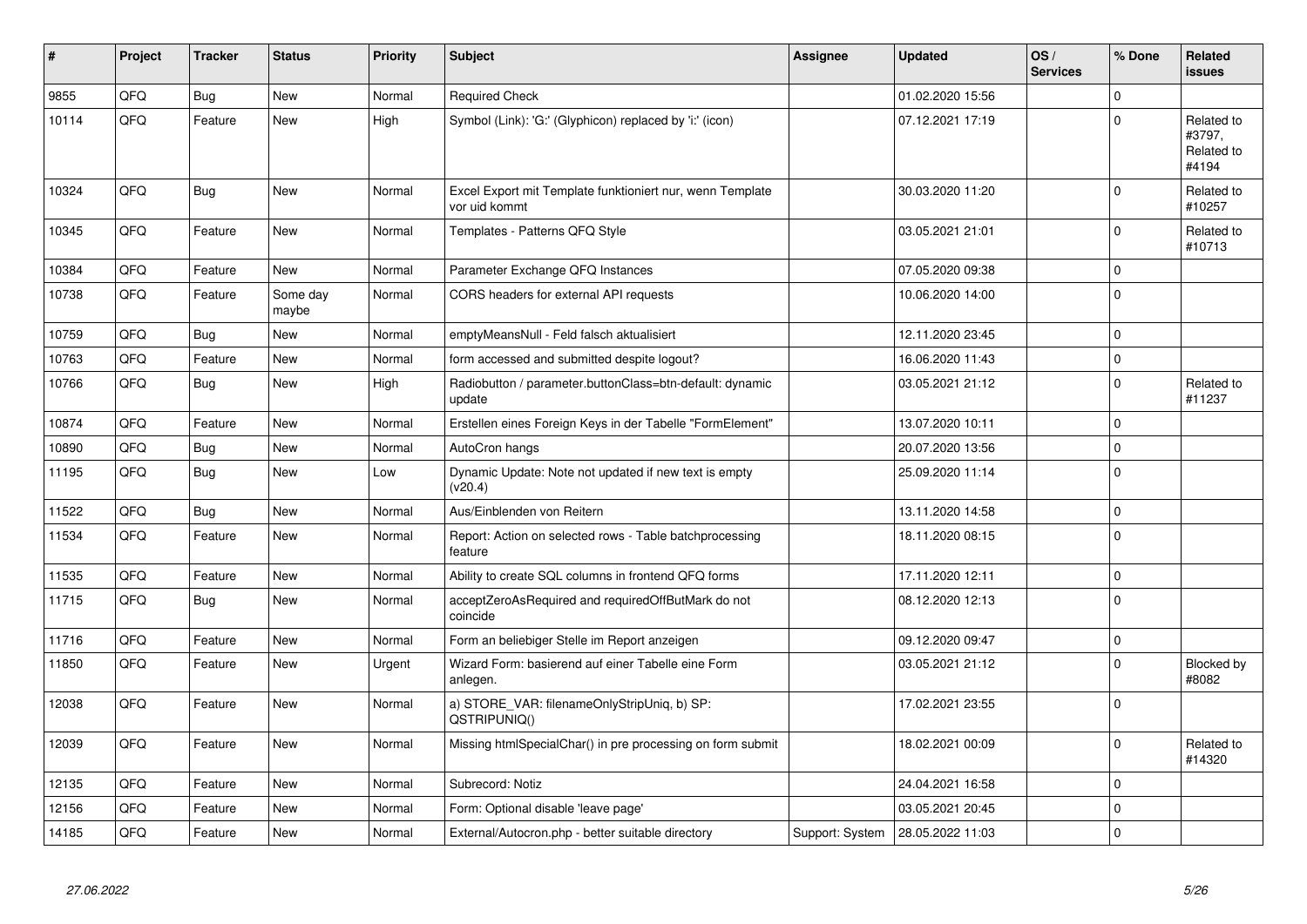| # | Project | Tracker | Status | Priority | Subject | Assignee | Updated | OS / Services | % Done | Related issues |
|---|---|---|---|---|---|---|---|---|---|---|
| 9855 | QFQ | Bug | New | Normal | Required Check | | 01.02.2020 15:56 | | 0 | |
| 10114 | QFQ | Feature | New | High | Symbol (Link): 'G:' (Glyphicon) replaced by 'i:' (icon) | | 07.12.2021 17:19 | | 0 | Related to #3797, Related to #4194 |
| 10324 | QFQ | Bug | New | Normal | Excel Export mit Template funktioniert nur, wenn Template vor uid kommt | | 30.03.2020 11:20 | | 0 | Related to #10257 |
| 10345 | QFQ | Feature | New | Normal | Templates - Patterns QFQ Style | | 03.05.2021 21:01 | | 0 | Related to #10713 |
| 10384 | QFQ | Feature | New | Normal | Parameter Exchange QFQ Instances | | 07.05.2020 09:38 | | 0 | |
| 10738 | QFQ | Feature | Some day maybe | Normal | CORS headers for external API requests | | 10.06.2020 14:00 | | 0 | |
| 10759 | QFQ | Bug | New | Normal | emptyMeansNull - Feld falsch aktualisiert | | 12.11.2020 23:45 | | 0 | |
| 10763 | QFQ | Feature | New | Normal | form accessed and submitted despite logout? | | 16.06.2020 11:43 | | 0 | |
| 10766 | QFQ | Bug | New | High | Radiobutton / parameter.buttonClass=btn-default: dynamic update | | 03.05.2021 21:12 | | 0 | Related to #11237 |
| 10874 | QFQ | Feature | New | Normal | Erstellen eines Foreign Keys in der Tabelle "FormElement" | | 13.07.2020 10:11 | | 0 | |
| 10890 | QFQ | Bug | New | Normal | AutoCron hangs | | 20.07.2020 13:56 | | 0 | |
| 11195 | QFQ | Bug | New | Low | Dynamic Update: Note not updated if new text is empty (v20.4) | | 25.09.2020 11:14 | | 0 | |
| 11522 | QFQ | Bug | New | Normal | Aus/Einblenden von Reitern | | 13.11.2020 14:58 | | 0 | |
| 11534 | QFQ | Feature | New | Normal | Report: Action on selected rows - Table batchprocessing feature | | 18.11.2020 08:15 | | 0 | |
| 11535 | QFQ | Feature | New | Normal | Ability to create SQL columns in frontend QFQ forms | | 17.11.2020 12:11 | | 0 | |
| 11715 | QFQ | Bug | New | Normal | acceptZeroAsRequired and requiredOffButMark do not coincide | | 08.12.2020 12:13 | | 0 | |
| 11716 | QFQ | Feature | New | Normal | Form an beliebiger Stelle im Report anzeigen | | 09.12.2020 09:47 | | 0 | |
| 11850 | QFQ | Feature | New | Urgent | Wizard Form: basierend auf einer Tabelle eine Form anlegen. | | 03.05.2021 21:12 | | 0 | Blocked by #8082 |
| 12038 | QFQ | Feature | New | Normal | a) STORE_VAR: filenameOnlyStripUniq, b) SP: QSTRIPUNIQ() | | 17.02.2021 23:55 | | 0 | |
| 12039 | QFQ | Feature | New | Normal | Missing htmlSpecialChar() in pre processing on form submit | | 18.02.2021 00:09 | | 0 | Related to #14320 |
| 12135 | QFQ | Feature | New | Normal | Subrecord: Notiz | | 24.04.2021 16:58 | | 0 | |
| 12156 | QFQ | Feature | New | Normal | Form: Optional disable 'leave page' | | 03.05.2021 20:45 | | 0 | |
| 14185 | QFQ | Feature | New | Normal | External/Autocron.php - better suitable directory | Support: System | 28.05.2022 11:03 | | 0 | |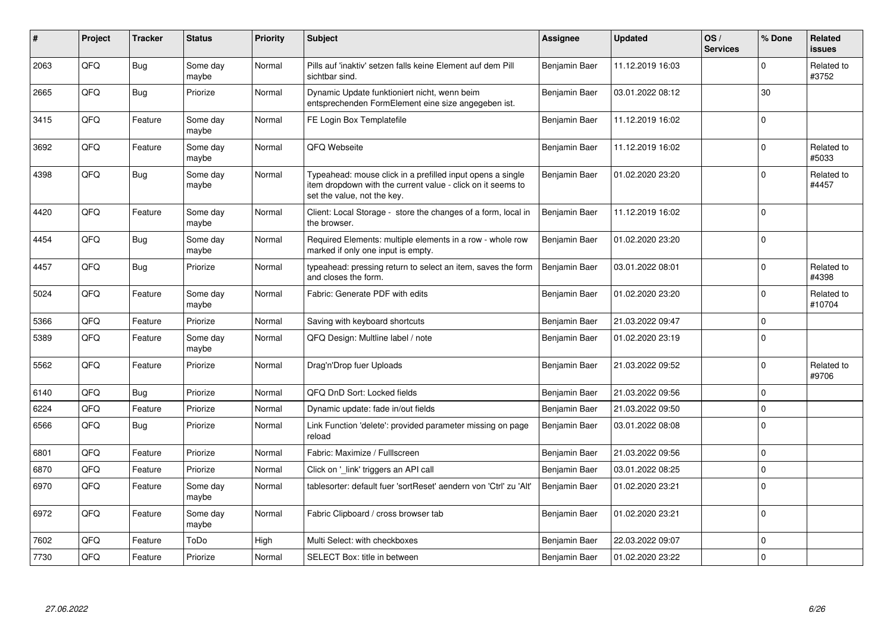| # | Project | Tracker | Status | Priority | Subject | Assignee | Updated | OS / Services | % Done | Related issues |
|---|---|---|---|---|---|---|---|---|---|---|
| 2063 | QFQ | Bug | Some day maybe | Normal | Pills auf 'inaktiv' setzen falls keine Element auf dem Pill sichtbar sind. | Benjamin Baer | 11.12.2019 16:03 | | 0 | Related to #3752 |
| 2665 | QFQ | Bug | Priorize | Normal | Dynamic Update funktioniert nicht, wenn beim entsprechenden FormElement eine size angegeben ist. | Benjamin Baer | 03.01.2022 08:12 | | 30 | |
| 3415 | QFQ | Feature | Some day maybe | Normal | FE Login Box Templatefile | Benjamin Baer | 11.12.2019 16:02 | | 0 | |
| 3692 | QFQ | Feature | Some day maybe | Normal | QFQ Webseite | Benjamin Baer | 11.12.2019 16:02 | | 0 | Related to #5033 |
| 4398 | QFQ | Bug | Some day maybe | Normal | Typeahead: mouse click in a prefilled input opens a single item dropdown with the current value - click on it seems to set the value, not the key. | Benjamin Baer | 01.02.2020 23:20 | | 0 | Related to #4457 |
| 4420 | QFQ | Feature | Some day maybe | Normal | Client: Local Storage - store the changes of a form, local in the browser. | Benjamin Baer | 11.12.2019 16:02 | | 0 | |
| 4454 | QFQ | Bug | Some day maybe | Normal | Required Elements: multiple elements in a row - whole row marked if only one input is empty. | Benjamin Baer | 01.02.2020 23:20 | | 0 | |
| 4457 | QFQ | Bug | Priorize | Normal | typeahead: pressing return to select an item, saves the form and closes the form. | Benjamin Baer | 03.01.2022 08:01 | | 0 | Related to #4398 |
| 5024 | QFQ | Feature | Some day maybe | Normal | Fabric: Generate PDF with edits | Benjamin Baer | 01.02.2020 23:20 | | 0 | Related to #10704 |
| 5366 | QFQ | Feature | Priorize | Normal | Saving with keyboard shortcuts | Benjamin Baer | 21.03.2022 09:47 | | 0 | |
| 5389 | QFQ | Feature | Some day maybe | Normal | QFQ Design: Multline label / note | Benjamin Baer | 01.02.2020 23:19 | | 0 | |
| 5562 | QFQ | Feature | Priorize | Normal | Drag'n'Drop fuer Uploads | Benjamin Baer | 21.03.2022 09:52 | | 0 | Related to #9706 |
| 6140 | QFQ | Bug | Priorize | Normal | QFQ DnD Sort: Locked fields | Benjamin Baer | 21.03.2022 09:56 | | 0 | |
| 6224 | QFQ | Feature | Priorize | Normal | Dynamic update: fade in/out fields | Benjamin Baer | 21.03.2022 09:50 | | 0 | |
| 6566 | QFQ | Bug | Priorize | Normal | Link Function 'delete': provided parameter missing on page reload | Benjamin Baer | 03.01.2022 08:08 | | 0 | |
| 6801 | QFQ | Feature | Priorize | Normal | Fabric: Maximize / FullIscreen | Benjamin Baer | 21.03.2022 09:56 | | 0 | |
| 6870 | QFQ | Feature | Priorize | Normal | Click on '_link' triggers an API call | Benjamin Baer | 03.01.2022 08:25 | | 0 | |
| 6970 | QFQ | Feature | Some day maybe | Normal | tablesorter: default fuer 'sortReset' aendern von 'Ctrl' zu 'Alt' | Benjamin Baer | 01.02.2020 23:21 | | 0 | |
| 6972 | QFQ | Feature | Some day maybe | Normal | Fabric Clipboard / cross browser tab | Benjamin Baer | 01.02.2020 23:21 | | 0 | |
| 7602 | QFQ | Feature | ToDo | High | Multi Select: with checkboxes | Benjamin Baer | 22.03.2022 09:07 | | 0 | |
| 7730 | QFQ | Feature | Priorize | Normal | SELECT Box: title in between | Benjamin Baer | 01.02.2020 23:22 | | 0 | |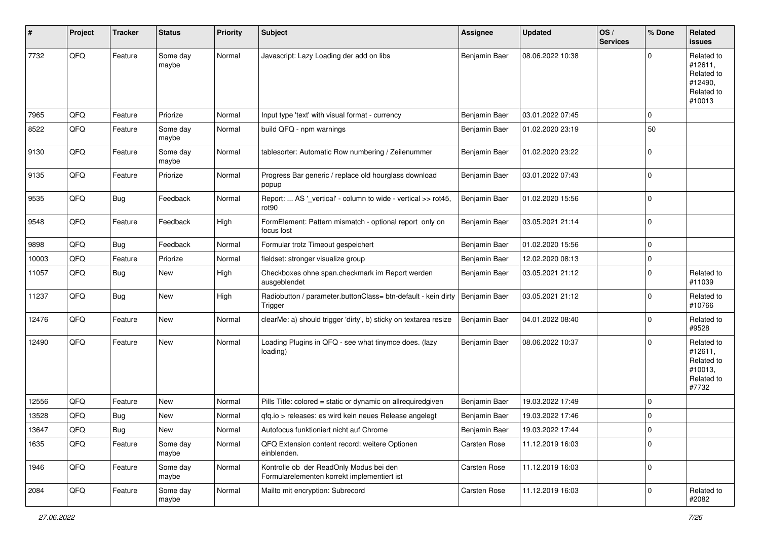| # | Project | Tracker | Status | Priority | Subject | Assignee | Updated | OS / Services | % Done | Related issues |
|---|---|---|---|---|---|---|---|---|---|---|
| 7732 | QFQ | Feature | Some day maybe | Normal | Javascript: Lazy Loading der add on libs | Benjamin Baer | 08.06.2022 10:38 | | 0 | Related to #12611, Related to #12490, Related to #10013 |
| 7965 | QFQ | Feature | Priorize | Normal | Input type 'text' with visual format - currency | Benjamin Baer | 03.01.2022 07:45 | | 0 | |
| 8522 | QFQ | Feature | Some day maybe | Normal | build QFQ - npm warnings | Benjamin Baer | 01.02.2020 23:19 | | 50 | |
| 9130 | QFQ | Feature | Some day maybe | Normal | tablesorter: Automatic Row numbering / Zeilenummer | Benjamin Baer | 01.02.2020 23:22 | | 0 | |
| 9135 | QFQ | Feature | Priorize | Normal | Progress Bar generic / replace old hourglass download popup | Benjamin Baer | 03.01.2022 07:43 | | 0 | |
| 9535 | QFQ | Bug | Feedback | Normal | Report: ... AS '_vertical' - column to wide - vertical >> rot45, rot90 | Benjamin Baer | 01.02.2020 15:56 | | 0 | |
| 9548 | QFQ | Feature | Feedback | High | FormElement: Pattern mismatch - optional report only on focus lost | Benjamin Baer | 03.05.2021 21:14 | | 0 | |
| 9898 | QFQ | Bug | Feedback | Normal | Formular trotz Timeout gespeichert | Benjamin Baer | 01.02.2020 15:56 | | 0 | |
| 10003 | QFQ | Feature | Priorize | Normal | fieldset: stronger visualize group | Benjamin Baer | 12.02.2020 08:13 | | 0 | |
| 11057 | QFQ | Bug | New | High | Checkboxes ohne span.checkmark im Report werden ausgeblendet | Benjamin Baer | 03.05.2021 21:12 | | 0 | Related to #11039 |
| 11237 | QFQ | Bug | New | High | Radiobutton / parameter.buttonClass= btn-default - kein dirty Trigger | Benjamin Baer | 03.05.2021 21:12 | | 0 | Related to #10766 |
| 12476 | QFQ | Feature | New | Normal | clearMe: a) should trigger 'dirty', b) sticky on textarea resize | Benjamin Baer | 04.01.2022 08:40 | | 0 | Related to #9528 |
| 12490 | QFQ | Feature | New | Normal | Loading Plugins in QFQ - see what tinymce does. (lazy loading) | Benjamin Baer | 08.06.2022 10:37 | | 0 | Related to #12611, Related to #10013, Related to #7732 |
| 12556 | QFQ | Feature | New | Normal | Pills Title: colored = static or dynamic on allrequiredgiven | Benjamin Baer | 19.03.2022 17:49 | | 0 | |
| 13528 | QFQ | Bug | New | Normal | qfq.io > releases: es wird kein neues Release angelegt | Benjamin Baer | 19.03.2022 17:46 | | 0 | |
| 13647 | QFQ | Bug | New | Normal | Autofocus funktioniert nicht auf Chrome | Benjamin Baer | 19.03.2022 17:44 | | 0 | |
| 1635 | QFQ | Feature | Some day maybe | Normal | QFQ Extension content record: weitere Optionen einblenden. | Carsten Rose | 11.12.2019 16:03 | | 0 | |
| 1946 | QFQ | Feature | Some day maybe | Normal | Kontrolle ob der ReadOnly Modus bei den Formularelementen korrekt implementiert ist | Carsten Rose | 11.12.2019 16:03 | | 0 | |
| 2084 | QFQ | Feature | Some day maybe | Normal | Mailto mit encryption: Subrecord | Carsten Rose | 11.12.2019 16:03 | | 0 | Related to #2082 |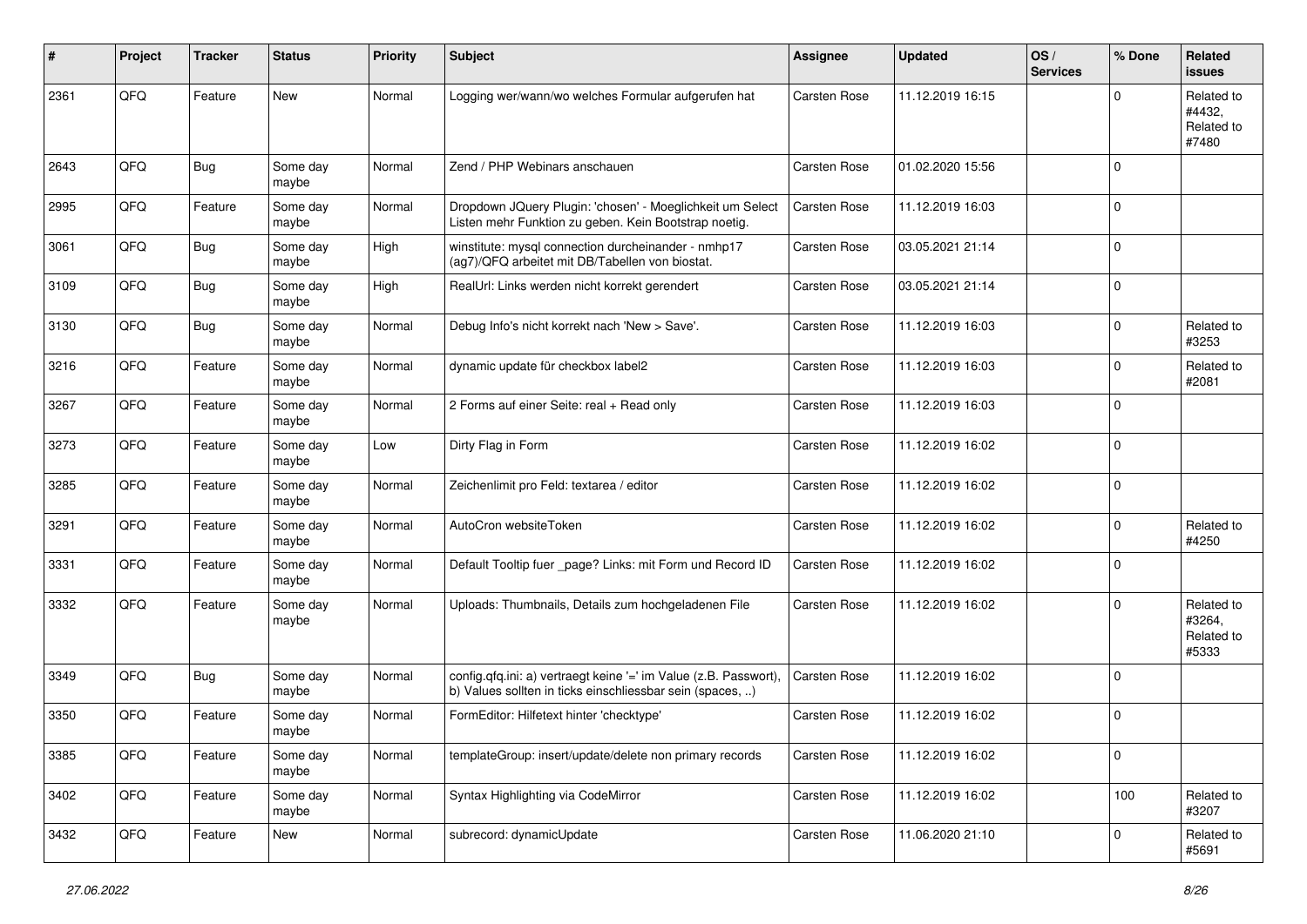| # | Project | Tracker | Status | Priority | Subject | Assignee | Updated | OS / Services | % Done | Related issues |
|---|---|---|---|---|---|---|---|---|---|---|
| 2361 | QFQ | Feature | New | Normal | Logging wer/wann/wo welches Formular aufgerufen hat | Carsten Rose | 11.12.2019 16:15 | | 0 | Related to #4432, Related to #7480 |
| 2643 | QFQ | Bug | Some day maybe | Normal | Zend / PHP Webinars anschauen | Carsten Rose | 01.02.2020 15:56 | | 0 | |
| 2995 | QFQ | Feature | Some day maybe | Normal | Dropdown JQuery Plugin: 'chosen' - Moeglichkeit um Select Listen mehr Funktion zu geben. Kein Bootstrap noetig. | Carsten Rose | 11.12.2019 16:03 | | 0 | |
| 3061 | QFQ | Bug | Some day maybe | High | winstitute: mysql connection durcheinander - nmhp17 (ag7)/QFQ arbeitet mit DB/Tabellen von biostat. | Carsten Rose | 03.05.2021 21:14 | | 0 | |
| 3109 | QFQ | Bug | Some day maybe | High | RealUrl: Links werden nicht korrekt gerendert | Carsten Rose | 03.05.2021 21:14 | | 0 | |
| 3130 | QFQ | Bug | Some day maybe | Normal | Debug Info's nicht korrekt nach 'New > Save'. | Carsten Rose | 11.12.2019 16:03 | | 0 | Related to #3253 |
| 3216 | QFQ | Feature | Some day maybe | Normal | dynamic update für checkbox label2 | Carsten Rose | 11.12.2019 16:03 | | 0 | Related to #2081 |
| 3267 | QFQ | Feature | Some day maybe | Normal | 2 Forms auf einer Seite: real + Read only | Carsten Rose | 11.12.2019 16:03 | | 0 | |
| 3273 | QFQ | Feature | Some day maybe | Low | Dirty Flag in Form | Carsten Rose | 11.12.2019 16:02 | | 0 | |
| 3285 | QFQ | Feature | Some day maybe | Normal | Zeichenlimit pro Feld: textarea / editor | Carsten Rose | 11.12.2019 16:02 | | 0 | |
| 3291 | QFQ | Feature | Some day maybe | Normal | AutoCron websiteToken | Carsten Rose | 11.12.2019 16:02 | | 0 | Related to #4250 |
| 3331 | QFQ | Feature | Some day maybe | Normal | Default Tooltip fuer _page? Links: mit Form und Record ID | Carsten Rose | 11.12.2019 16:02 | | 0 | |
| 3332 | QFQ | Feature | Some day maybe | Normal | Uploads: Thumbnails, Details zum hochgeladenen File | Carsten Rose | 11.12.2019 16:02 | | 0 | Related to #3264, Related to #5333 |
| 3349 | QFQ | Bug | Some day maybe | Normal | config.qfq.ini: a) vertraegt keine '=' im Value (z.B. Passwort), b) Values sollten in ticks einschliessbar sein (spaces, ..) | Carsten Rose | 11.12.2019 16:02 | | 0 | |
| 3350 | QFQ | Feature | Some day maybe | Normal | FormEditor: Hilfetext hinter 'checktype' | Carsten Rose | 11.12.2019 16:02 | | 0 | |
| 3385 | QFQ | Feature | Some day maybe | Normal | templateGroup: insert/update/delete non primary records | Carsten Rose | 11.12.2019 16:02 | | 0 | |
| 3402 | QFQ | Feature | Some day maybe | Normal | Syntax Highlighting via CodeMirror | Carsten Rose | 11.12.2019 16:02 | | 100 | Related to #3207 |
| 3432 | QFQ | Feature | New | Normal | subrecord: dynamicUpdate | Carsten Rose | 11.06.2020 21:10 | | 0 | Related to #5691 |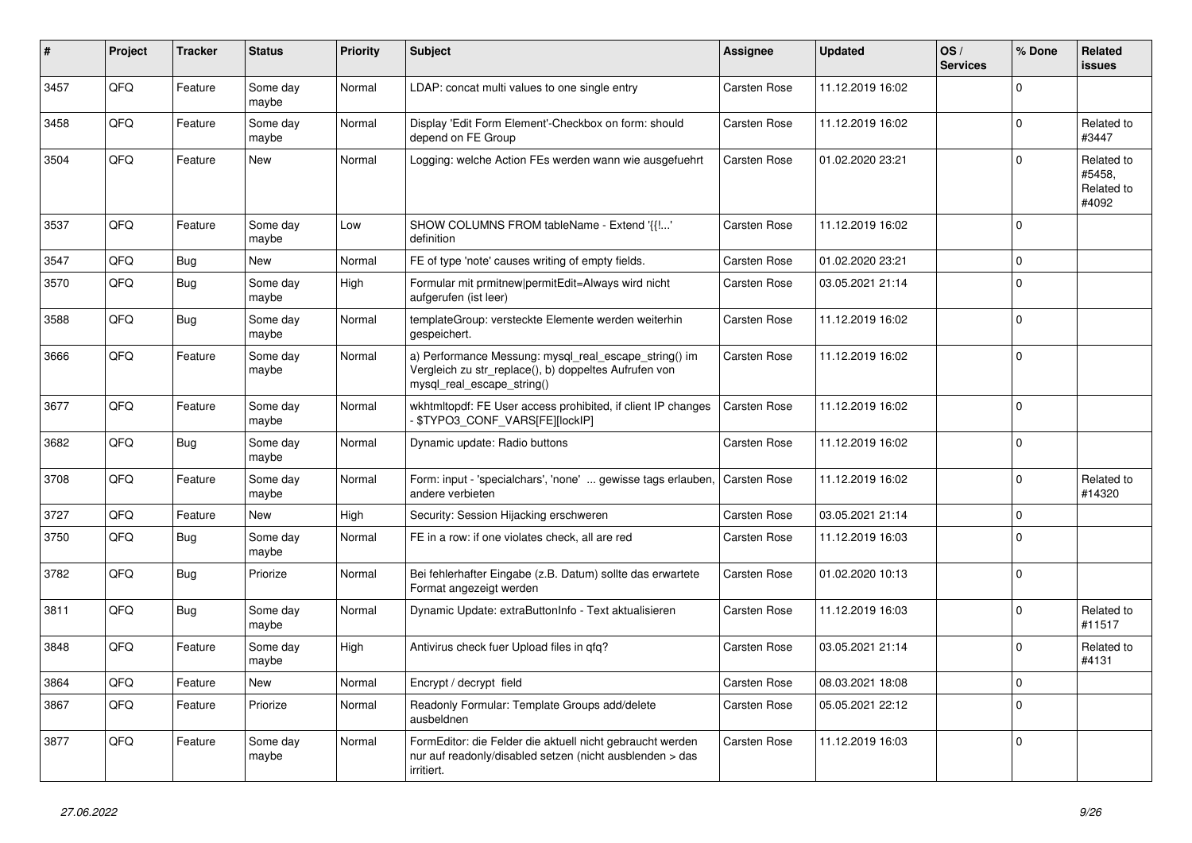| # | Project | Tracker | Status | Priority | Subject | Assignee | Updated | OS / Services | % Done | Related issues |
|---|---|---|---|---|---|---|---|---|---|---|
| 3457 | QFQ | Feature | Some day maybe | Normal | LDAP: concat multi values to one single entry | Carsten Rose | 11.12.2019 16:02 | | 0 | |
| 3458 | QFQ | Feature | Some day maybe | Normal | Display 'Edit Form Element'-Checkbox on form: should depend on FE Group | Carsten Rose | 11.12.2019 16:02 | | 0 | Related to #3447 |
| 3504 | QFQ | Feature | New | Normal | Logging: welche Action FEs werden wann wie ausgefuehrt | Carsten Rose | 01.02.2020 23:21 | | 0 | Related to #5458, Related to #4092 |
| 3537 | QFQ | Feature | Some day maybe | Low | SHOW COLUMNS FROM tableName - Extend '{{!...' definition | Carsten Rose | 11.12.2019 16:02 | | 0 | |
| 3547 | QFQ | Bug | New | Normal | FE of type 'note' causes writing of empty fields. | Carsten Rose | 01.02.2020 23:21 | | 0 | |
| 3570 | QFQ | Bug | Some day maybe | High | Formular mit prmitnew\|permitEdit=Always wird nicht aufgerufen (ist leer) | Carsten Rose | 03.05.2021 21:14 | | 0 | |
| 3588 | QFQ | Bug | Some day maybe | Normal | templateGroup: versteckte Elemente werden weiterhin gespeichert. | Carsten Rose | 11.12.2019 16:02 | | 0 | |
| 3666 | QFQ | Feature | Some day maybe | Normal | a) Performance Messung: mysql_real_escape_string() im Vergleich zu str_replace(), b) doppeltes Aufrufen von mysql_real_escape_string() | Carsten Rose | 11.12.2019 16:02 | | 0 | |
| 3677 | QFQ | Feature | Some day maybe | Normal | wkhtmltopdf: FE User access prohibited, if client IP changes - $TYPO3_CONF_VARS[FE][lockIP] | Carsten Rose | 11.12.2019 16:02 | | 0 | |
| 3682 | QFQ | Bug | Some day maybe | Normal | Dynamic update: Radio buttons | Carsten Rose | 11.12.2019 16:02 | | 0 | |
| 3708 | QFQ | Feature | Some day maybe | Normal | Form: input - 'specialchars', 'none' ... gewisse tags erlauben, andere verbieten | Carsten Rose | 11.12.2019 16:02 | | 0 | Related to #14320 |
| 3727 | QFQ | Feature | New | High | Security: Session Hijacking erschweren | Carsten Rose | 03.05.2021 21:14 | | 0 | |
| 3750 | QFQ | Bug | Some day maybe | Normal | FE in a row: if one violates check, all are red | Carsten Rose | 11.12.2019 16:03 | | 0 | |
| 3782 | QFQ | Bug | Priorize | Normal | Bei fehlerhafter Eingabe (z.B. Datum) sollte das erwartete Format angezeigt werden | Carsten Rose | 01.02.2020 10:13 | | 0 | |
| 3811 | QFQ | Bug | Some day maybe | Normal | Dynamic Update: extraButtonInfo - Text aktualisieren | Carsten Rose | 11.12.2019 16:03 | | 0 | Related to #11517 |
| 3848 | QFQ | Feature | Some day maybe | High | Antivirus check fuer Upload files in qfq? | Carsten Rose | 03.05.2021 21:14 | | 0 | Related to #4131 |
| 3864 | QFQ | Feature | New | Normal | Encrypt / decrypt field | Carsten Rose | 08.03.2021 18:08 | | 0 | |
| 3867 | QFQ | Feature | Priorize | Normal | Readonly Formular: Template Groups add/delete ausbeldnen | Carsten Rose | 05.05.2021 22:12 | | 0 | |
| 3877 | QFQ | Feature | Some day maybe | Normal | FormEditor: die Felder die aktuell nicht gebraucht werden nur auf readonly/disabled setzen (nicht ausblenden > das irritiert. | Carsten Rose | 11.12.2019 16:03 | | 0 | |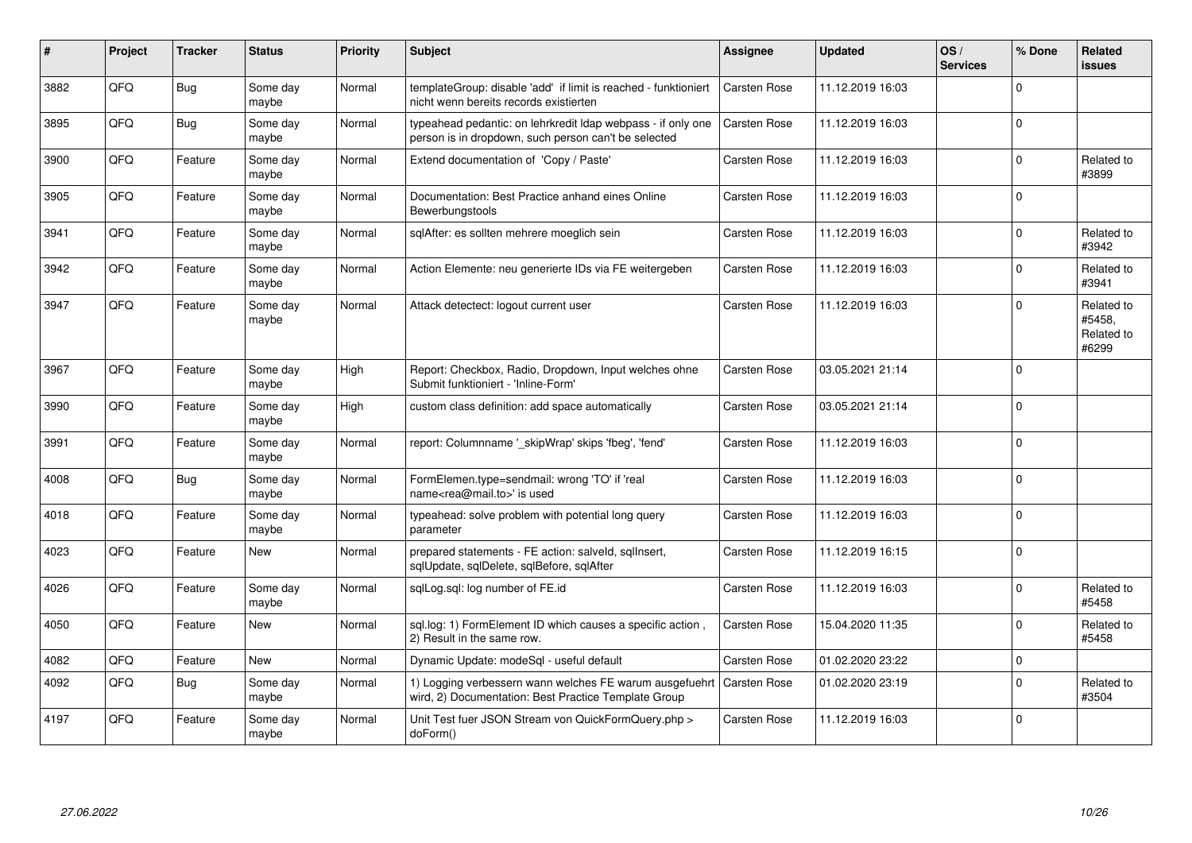| # | Project | Tracker | Status | Priority | Subject | Assignee | Updated | OS / Services | % Done | Related issues |
|---|---|---|---|---|---|---|---|---|---|---|
| 3882 | QFQ | Bug | Some day maybe | Normal | templateGroup: disable 'add' if limit is reached - funktioniert nicht wenn bereits records existierten | Carsten Rose | 11.12.2019 16:03 | | 0 | |
| 3895 | QFQ | Bug | Some day maybe | Normal | typeahead pedantic: on lehrkredit ldap webpass - if only one person is in dropdown, such person can't be selected | Carsten Rose | 11.12.2019 16:03 | | 0 | |
| 3900 | QFQ | Feature | Some day maybe | Normal | Extend documentation of 'Copy / Paste' | Carsten Rose | 11.12.2019 16:03 | | 0 | Related to #3899 |
| 3905 | QFQ | Feature | Some day maybe | Normal | Documentation: Best Practice anhand eines Online Bewerbungstools | Carsten Rose | 11.12.2019 16:03 | | 0 | |
| 3941 | QFQ | Feature | Some day maybe | Normal | sqlAfter: es sollten mehrere moeglich sein | Carsten Rose | 11.12.2019 16:03 | | 0 | Related to #3942 |
| 3942 | QFQ | Feature | Some day maybe | Normal | Action Elemente: neu generierte IDs via FE weitergeben | Carsten Rose | 11.12.2019 16:03 | | 0 | Related to #3941 |
| 3947 | QFQ | Feature | Some day maybe | Normal | Attack detectect: logout current user | Carsten Rose | 11.12.2019 16:03 | | 0 | Related to #5458, Related to #6299 |
| 3967 | QFQ | Feature | Some day maybe | High | Report: Checkbox, Radio, Dropdown, Input welches ohne Submit funktioniert - 'Inline-Form' | Carsten Rose | 03.05.2021 21:14 | | 0 | |
| 3990 | QFQ | Feature | Some day maybe | High | custom class definition: add space automatically | Carsten Rose | 03.05.2021 21:14 | | 0 | |
| 3991 | QFQ | Feature | Some day maybe | Normal | report: Columnname '_skipWrap' skips 'fbeg', 'fend' | Carsten Rose | 11.12.2019 16:03 | | 0 | |
| 4008 | QFQ | Bug | Some day maybe | Normal | FormElemen.type=sendmail: wrong 'TO' if 'real name<rea@mail.to>' is used | Carsten Rose | 11.12.2019 16:03 | | 0 | |
| 4018 | QFQ | Feature | Some day maybe | Normal | typeahead: solve problem with potential long query parameter | Carsten Rose | 11.12.2019 16:03 | | 0 | |
| 4023 | QFQ | Feature | New | Normal | prepared statements - FE action: salveld, sqlInsert, sqlUpdate, sqlDelete, sqlBefore, sqlAfter | Carsten Rose | 11.12.2019 16:15 | | 0 | |
| 4026 | QFQ | Feature | Some day maybe | Normal | sqlLog.sql: log number of FE.id | Carsten Rose | 11.12.2019 16:03 | | 0 | Related to #5458 |
| 4050 | QFQ | Feature | New | Normal | sql.log: 1) FormElement ID which causes a specific action , 2) Result in the same row. | Carsten Rose | 15.04.2020 11:35 | | 0 | Related to #5458 |
| 4082 | QFQ | Feature | New | Normal | Dynamic Update: modeSql - useful default | Carsten Rose | 01.02.2020 23:22 | | 0 | |
| 4092 | QFQ | Bug | Some day maybe | Normal | 1) Logging verbessern wann welches FE warum ausgefuehrt wird, 2) Documentation: Best Practice Template Group | Carsten Rose | 01.02.2020 23:19 | | 0 | Related to #3504 |
| 4197 | QFQ | Feature | Some day maybe | Normal | Unit Test fuer JSON Stream von QuickFormQuery.php > doForm() | Carsten Rose | 11.12.2019 16:03 | | 0 | |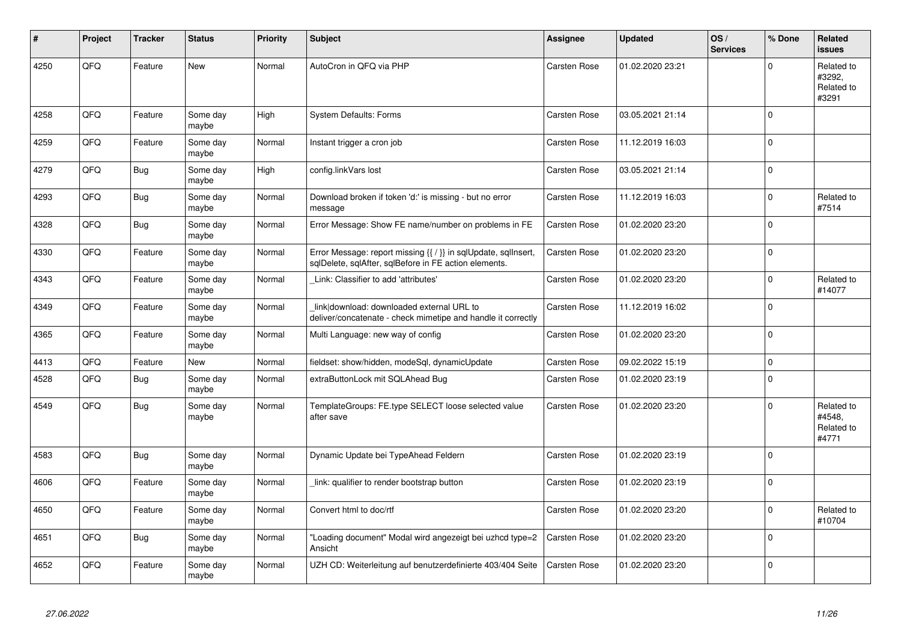| # | Project | Tracker | Status | Priority | Subject | Assignee | Updated | OS / Services | % Done | Related issues |
|---|---|---|---|---|---|---|---|---|---|---|
| 4250 | QFQ | Feature | New | Normal | AutoCron in QFQ via PHP | Carsten Rose | 01.02.2020 23:21 | | 0 | Related to #3292, Related to #3291 |
| 4258 | QFQ | Feature | Some day maybe | High | System Defaults: Forms | Carsten Rose | 03.05.2021 21:14 | | 0 | |
| 4259 | QFQ | Feature | Some day maybe | Normal | Instant trigger a cron job | Carsten Rose | 11.12.2019 16:03 | | 0 | |
| 4279 | QFQ | Bug | Some day maybe | High | config.linkVars lost | Carsten Rose | 03.05.2021 21:14 | | 0 | |
| 4293 | QFQ | Bug | Some day maybe | Normal | Download broken if token 'd:' is missing - but no error message | Carsten Rose | 11.12.2019 16:03 | | 0 | Related to #7514 |
| 4328 | QFQ | Bug | Some day maybe | Normal | Error Message: Show FE name/number on problems in FE | Carsten Rose | 01.02.2020 23:20 | | 0 | |
| 4330 | QFQ | Feature | Some day maybe | Normal | Error Message: report missing {{ / }} in sqlUpdate, sqlInsert, sqlDelete, sqlAfter, sqlBefore in FE action elements. | Carsten Rose | 01.02.2020 23:20 | | 0 | |
| 4343 | QFQ | Feature | Some day maybe | Normal | _Link: Classifier to add 'attributes' | Carsten Rose | 01.02.2020 23:20 | | 0 | Related to #14077 |
| 4349 | QFQ | Feature | Some day maybe | Normal | _link\|download: downloaded external URL to deliver/concatenate - check mimetipe and handle it correctly | Carsten Rose | 11.12.2019 16:02 | | 0 | |
| 4365 | QFQ | Feature | Some day maybe | Normal | Multi Language: new way of config | Carsten Rose | 01.02.2020 23:20 | | 0 | |
| 4413 | QFQ | Feature | New | Normal | fieldset: show/hidden, modeSql, dynamicUpdate | Carsten Rose | 09.02.2022 15:19 | | 0 | |
| 4528 | QFQ | Bug | Some day maybe | Normal | extraButtonLock mit SQLAhead Bug | Carsten Rose | 01.02.2020 23:19 | | 0 | |
| 4549 | QFQ | Bug | Some day maybe | Normal | TemplateGroups: FE.type SELECT loose selected value after save | Carsten Rose | 01.02.2020 23:20 | | 0 | Related to #4548, Related to #4771 |
| 4583 | QFQ | Bug | Some day maybe | Normal | Dynamic Update bei TypeAhead Feldern | Carsten Rose | 01.02.2020 23:19 | | 0 | |
| 4606 | QFQ | Feature | Some day maybe | Normal | _link: qualifier to render bootstrap button | Carsten Rose | 01.02.2020 23:19 | | 0 | |
| 4650 | QFQ | Feature | Some day maybe | Normal | Convert html to doc/rtf | Carsten Rose | 01.02.2020 23:20 | | 0 | Related to #10704 |
| 4651 | QFQ | Bug | Some day maybe | Normal | "Loading document" Modal wird angezeigt bei uzhcd type=2 Ansicht | Carsten Rose | 01.02.2020 23:20 | | 0 | |
| 4652 | QFQ | Feature | Some day maybe | Normal | UZH CD: Weiterleitung auf benutzerdefinierte 403/404 Seite | Carsten Rose | 01.02.2020 23:20 | | 0 | |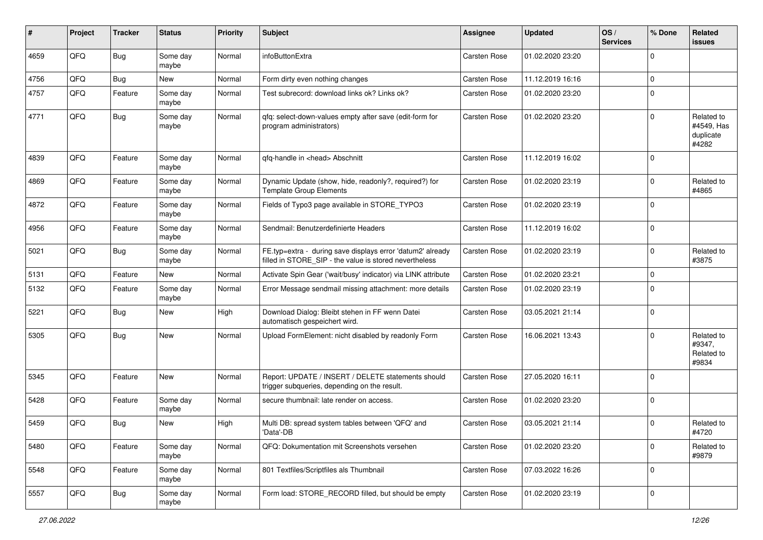| # | Project | Tracker | Status | Priority | Subject | Assignee | Updated | OS / Services | % Done | Related issues |
|---|---|---|---|---|---|---|---|---|---|---|
| 4659 | QFQ | Bug | Some day maybe | Normal | infoButtonExtra | Carsten Rose | 01.02.2020 23:20 | | 0 | |
| 4756 | QFQ | Bug | New | Normal | Form dirty even nothing changes | Carsten Rose | 11.12.2019 16:16 | | 0 | |
| 4757 | QFQ | Feature | Some day maybe | Normal | Test subrecord: download links ok? Links ok? | Carsten Rose | 01.02.2020 23:20 | | 0 | |
| 4771 | QFQ | Bug | Some day maybe | Normal | qfq: select-down-values empty after save (edit-form for program administrators) | Carsten Rose | 01.02.2020 23:20 | | 0 | Related to #4549, Has duplicate #4282 |
| 4839 | QFQ | Feature | Some day maybe | Normal | qfq-handle in <head> Abschnitt | Carsten Rose | 11.12.2019 16:02 | | 0 | |
| 4869 | QFQ | Feature | Some day maybe | Normal | Dynamic Update (show, hide, readonly?, required?) for Template Group Elements | Carsten Rose | 01.02.2020 23:19 | | 0 | Related to #4865 |
| 4872 | QFQ | Feature | Some day maybe | Normal | Fields of Typo3 page available in STORE_TYPO3 | Carsten Rose | 01.02.2020 23:19 | | 0 | |
| 4956 | QFQ | Feature | Some day maybe | Normal | Sendmail: Benutzerdefinierte Headers | Carsten Rose | 11.12.2019 16:02 | | 0 | |
| 5021 | QFQ | Bug | Some day maybe | Normal | FE.typ=extra - during save displays error 'datum2' already filled in STORE_SIP - the value is stored nevertheless | Carsten Rose | 01.02.2020 23:19 | | 0 | Related to #3875 |
| 5131 | QFQ | Feature | New | Normal | Activate Spin Gear ('wait/busy' indicator) via LINK attribute | Carsten Rose | 01.02.2020 23:21 | | 0 | |
| 5132 | QFQ | Feature | Some day maybe | Normal | Error Message sendmail missing attachment: more details | Carsten Rose | 01.02.2020 23:19 | | 0 | |
| 5221 | QFQ | Bug | New | High | Download Dialog: Bleibt stehen in FF wenn Datei automatisch gespeichert wird. | Carsten Rose | 03.05.2021 21:14 | | 0 | |
| 5305 | QFQ | Bug | New | Normal | Upload FormElement: nicht disabled by readonly Form | Carsten Rose | 16.06.2021 13:43 | | 0 | Related to #9347, Related to #9834 |
| 5345 | QFQ | Feature | New | Normal | Report: UPDATE / INSERT / DELETE statements should trigger subqueries, depending on the result. | Carsten Rose | 27.05.2020 16:11 | | 0 | |
| 5428 | QFQ | Feature | Some day maybe | Normal | secure thumbnail: late render on access. | Carsten Rose | 01.02.2020 23:20 | | 0 | |
| 5459 | QFQ | Bug | New | High | Multi DB: spread system tables between 'QFQ' and 'Data'-DB | Carsten Rose | 03.05.2021 21:14 | | 0 | Related to #4720 |
| 5480 | QFQ | Feature | Some day maybe | Normal | QFQ: Dokumentation mit Screenshots versehen | Carsten Rose | 01.02.2020 23:20 | | 0 | Related to #9879 |
| 5548 | QFQ | Feature | Some day maybe | Normal | 801 Textfiles/Scriptfiles als Thumbnail | Carsten Rose | 07.03.2022 16:26 | | 0 | |
| 5557 | QFQ | Bug | Some day maybe | Normal | Form load: STORE_RECORD filled, but should be empty | Carsten Rose | 01.02.2020 23:19 | | 0 | |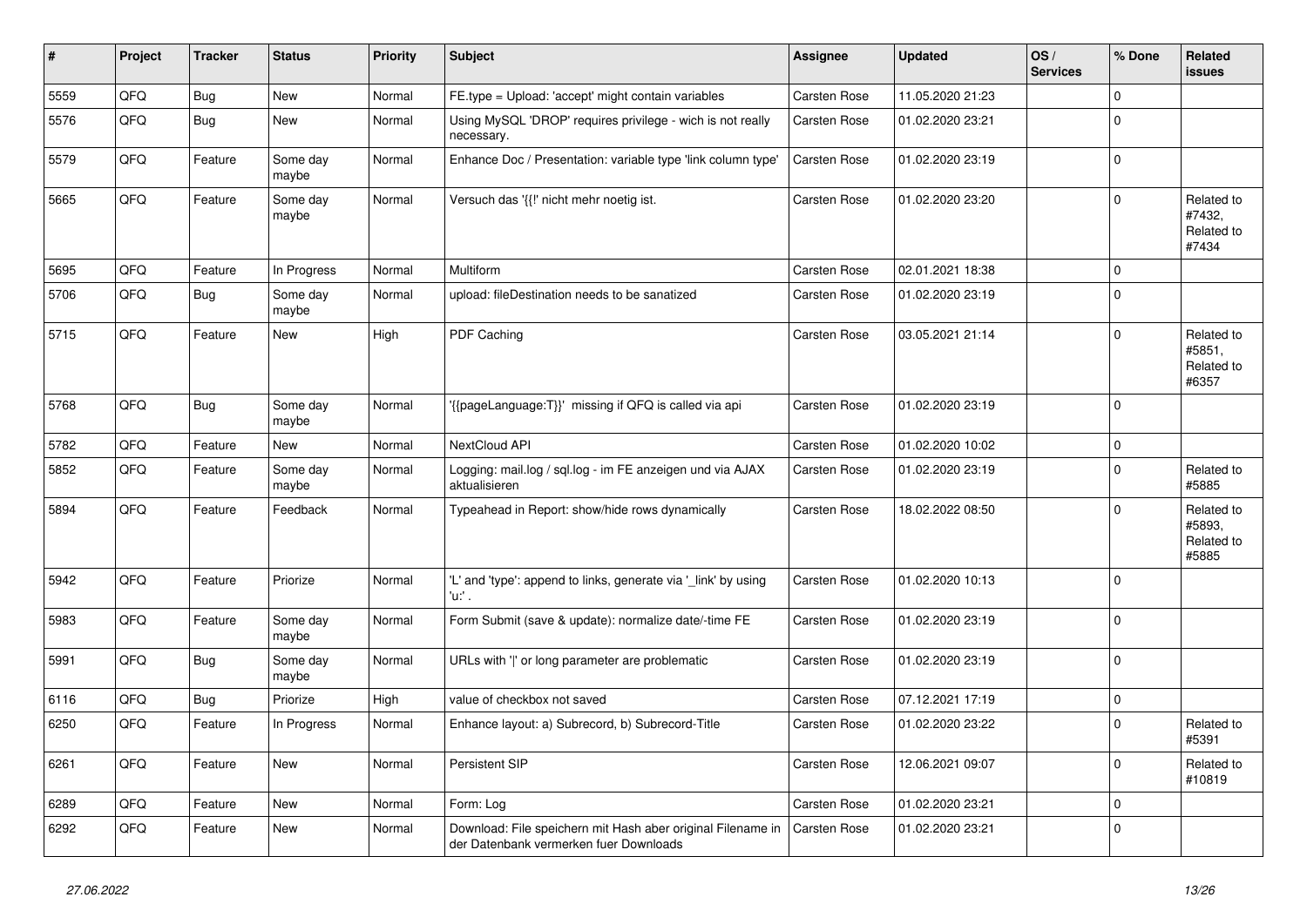| # | Project | Tracker | Status | Priority | Subject | Assignee | Updated | OS / Services | % Done | Related issues |
|---|---|---|---|---|---|---|---|---|---|---|
| 5559 | QFQ | Bug | New | Normal | FE.type = Upload: 'accept' might contain variables | Carsten Rose | 11.05.2020 21:23 | | 0 | |
| 5576 | QFQ | Bug | New | Normal | Using MySQL 'DROP' requires privilege - wich is not really necessary. | Carsten Rose | 01.02.2020 23:21 | | 0 | |
| 5579 | QFQ | Feature | Some day maybe | Normal | Enhance Doc / Presentation: variable type 'link column type' | Carsten Rose | 01.02.2020 23:19 | | 0 | |
| 5665 | QFQ | Feature | Some day maybe | Normal | Versuch das '{{!' nicht mehr noetig ist. | Carsten Rose | 01.02.2020 23:20 | | 0 | Related to #7432, Related to #7434 |
| 5695 | QFQ | Feature | In Progress | Normal | Multiform | Carsten Rose | 02.01.2021 18:38 | | 0 | |
| 5706 | QFQ | Bug | Some day maybe | Normal | upload: fileDestination needs to be sanatized | Carsten Rose | 01.02.2020 23:19 | | 0 | |
| 5715 | QFQ | Feature | New | High | PDF Caching | Carsten Rose | 03.05.2021 21:14 | | 0 | Related to #5851, Related to #6357 |
| 5768 | QFQ | Bug | Some day maybe | Normal | '{{pageLanguage:T}}' missing if QFQ is called via api | Carsten Rose | 01.02.2020 23:19 | | 0 | |
| 5782 | QFQ | Feature | New | Normal | NextCloud API | Carsten Rose | 01.02.2020 10:02 | | 0 | |
| 5852 | QFQ | Feature | Some day maybe | Normal | Logging: mail.log / sql.log - im FE anzeigen und via AJAX aktualisieren | Carsten Rose | 01.02.2020 23:19 | | 0 | Related to #5885 |
| 5894 | QFQ | Feature | Feedback | Normal | Typeahead in Report: show/hide rows dynamically | Carsten Rose | 18.02.2022 08:50 | | 0 | Related to #5893, Related to #5885 |
| 5942 | QFQ | Feature | Priorize | Normal | 'L' and 'type': append to links, generate via '_link' by using 'u:' . | Carsten Rose | 01.02.2020 10:13 | | 0 | |
| 5983 | QFQ | Feature | Some day maybe | Normal | Form Submit (save & update): normalize date/-time FE | Carsten Rose | 01.02.2020 23:19 | | 0 | |
| 5991 | QFQ | Bug | Some day maybe | Normal | URLs with '\|' or long parameter are problematic | Carsten Rose | 01.02.2020 23:19 | | 0 | |
| 6116 | QFQ | Bug | Priorize | High | value of checkbox not saved | Carsten Rose | 07.12.2021 17:19 | | 0 | |
| 6250 | QFQ | Feature | In Progress | Normal | Enhance layout: a) Subrecord, b) Subrecord-Title | Carsten Rose | 01.02.2020 23:22 | | 0 | Related to #5391 |
| 6261 | QFQ | Feature | New | Normal | Persistent SIP | Carsten Rose | 12.06.2021 09:07 | | 0 | Related to #10819 |
| 6289 | QFQ | Feature | New | Normal | Form: Log | Carsten Rose | 01.02.2020 23:21 | | 0 | |
| 6292 | QFQ | Feature | New | Normal | Download: File speichern mit Hash aber original Filename in der Datenbank vermerken fuer Downloads | Carsten Rose | 01.02.2020 23:21 | | 0 | |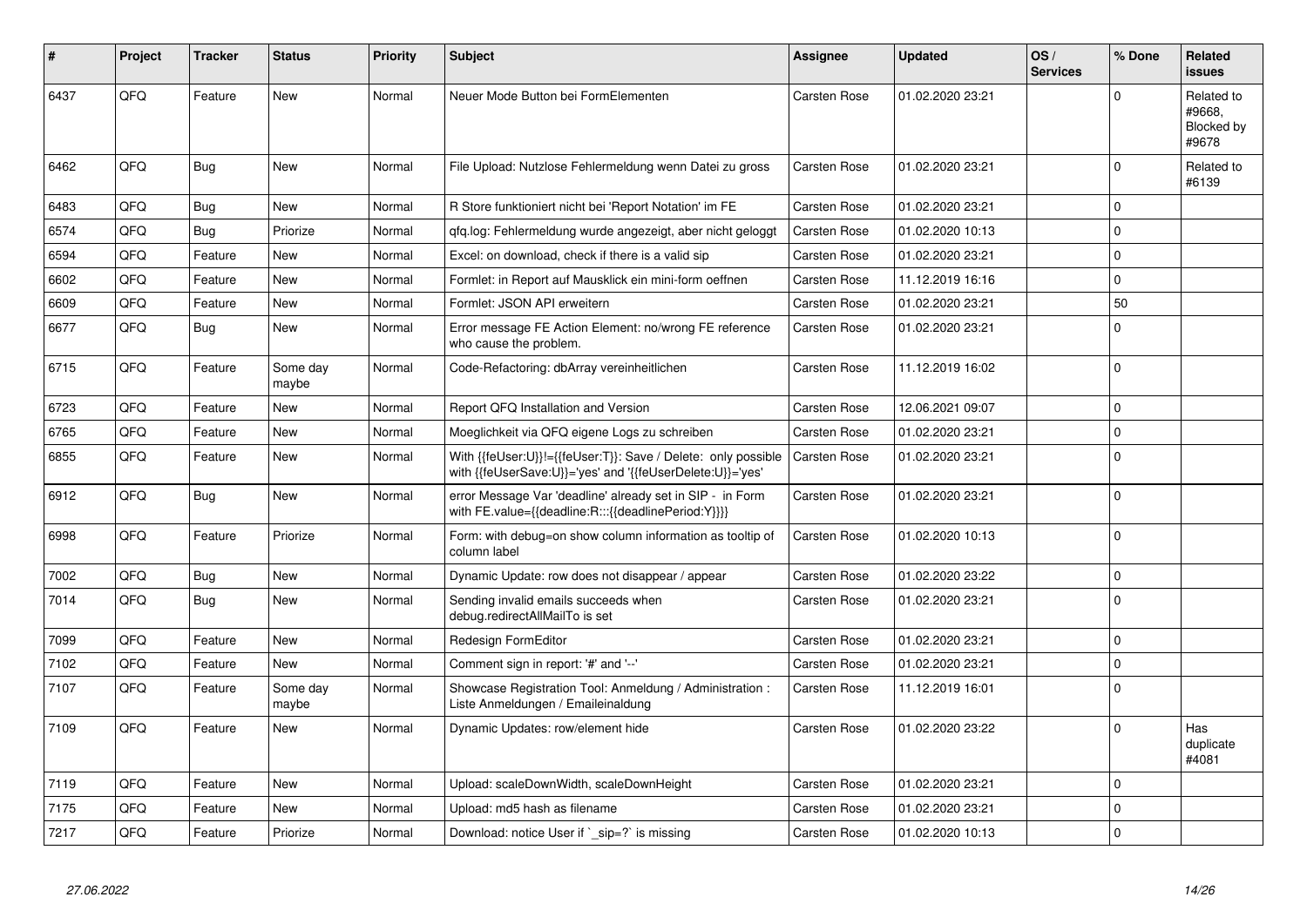| # | Project | Tracker | Status | Priority | Subject | Assignee | Updated | OS / Services | % Done | Related issues |
|---|---|---|---|---|---|---|---|---|---|---|
| 6437 | QFQ | Feature | New | Normal | Neuer Mode Button bei FormElementen | Carsten Rose | 01.02.2020 23:21 | | 0 | Related to #9668, Blocked by #9678 |
| 6462 | QFQ | Bug | New | Normal | File Upload: Nutzlose Fehlermeldung wenn Datei zu gross | Carsten Rose | 01.02.2020 23:21 | | 0 | Related to #6139 |
| 6483 | QFQ | Bug | New | Normal | R Store funktioniert nicht bei 'Report Notation' im FE | Carsten Rose | 01.02.2020 23:21 | | 0 | |
| 6574 | QFQ | Bug | Priorize | Normal | qfq.log: Fehlermeldung wurde angezeigt, aber nicht geloggt | Carsten Rose | 01.02.2020 10:13 | | 0 | |
| 6594 | QFQ | Feature | New | Normal | Excel: on download, check if there is a valid sip | Carsten Rose | 01.02.2020 23:21 | | 0 | |
| 6602 | QFQ | Feature | New | Normal | Formlet: in Report auf Mausklick ein mini-form oeffnen | Carsten Rose | 11.12.2019 16:16 | | 0 | |
| 6609 | QFQ | Feature | New | Normal | Formlet: JSON API erweitern | Carsten Rose | 01.02.2020 23:21 | | 50 | |
| 6677 | QFQ | Bug | New | Normal | Error message FE Action Element: no/wrong FE reference who cause the problem. | Carsten Rose | 01.02.2020 23:21 | | 0 | |
| 6715 | QFQ | Feature | Some day maybe | Normal | Code-Refactoring: dbArray vereinheitlichen | Carsten Rose | 11.12.2019 16:02 | | 0 | |
| 6723 | QFQ | Feature | New | Normal | Report QFQ Installation and Version | Carsten Rose | 12.06.2021 09:07 | | 0 | |
| 6765 | QFQ | Feature | New | Normal | Moeglichkeit via QFQ eigene Logs zu schreiben | Carsten Rose | 01.02.2020 23:21 | | 0 | |
| 6855 | QFQ | Feature | New | Normal | With {{feUser:U}}!={{feUser:T}}: Save / Delete: only possible with {{feUserSave:U}}='yes' and '{{feUserDelete:U}}='yes' | Carsten Rose | 01.02.2020 23:21 | | 0 | |
| 6912 | QFQ | Bug | New | Normal | error Message Var 'deadline' already set in SIP - in Form with FE.value={{deadline:R:::{{deadlinePeriod:Y}}}} | Carsten Rose | 01.02.2020 23:21 | | 0 | |
| 6998 | QFQ | Feature | Priorize | Normal | Form: with debug=on show column information as tooltip of column label | Carsten Rose | 01.02.2020 10:13 | | 0 | |
| 7002 | QFQ | Bug | New | Normal | Dynamic Update: row does not disappear / appear | Carsten Rose | 01.02.2020 23:22 | | 0 | |
| 7014 | QFQ | Bug | New | Normal | Sending invalid emails succeeds when debug.redirectAllMailTo is set | Carsten Rose | 01.02.2020 23:21 | | 0 | |
| 7099 | QFQ | Feature | New | Normal | Redesign FormEditor | Carsten Rose | 01.02.2020 23:21 | | 0 | |
| 7102 | QFQ | Feature | New | Normal | Comment sign in report: '#' and '--' | Carsten Rose | 01.02.2020 23:21 | | 0 | |
| 7107 | QFQ | Feature | Some day maybe | Normal | Showcase Registration Tool: Anmeldung / Administration : Liste Anmeldungen / Emaileinaldung | Carsten Rose | 11.12.2019 16:01 | | 0 | |
| 7109 | QFQ | Feature | New | Normal | Dynamic Updates: row/element hide | Carsten Rose | 01.02.2020 23:22 | | 0 | Has duplicate #4081 |
| 7119 | QFQ | Feature | New | Normal | Upload: scaleDownWidth, scaleDownHeight | Carsten Rose | 01.02.2020 23:21 | | 0 | |
| 7175 | QFQ | Feature | New | Normal | Upload: md5 hash as filename | Carsten Rose | 01.02.2020 23:21 | | 0 | |
| 7217 | QFQ | Feature | Priorize | Normal | Download: notice User if `_sip=?` is missing | Carsten Rose | 01.02.2020 10:13 | | 0 | |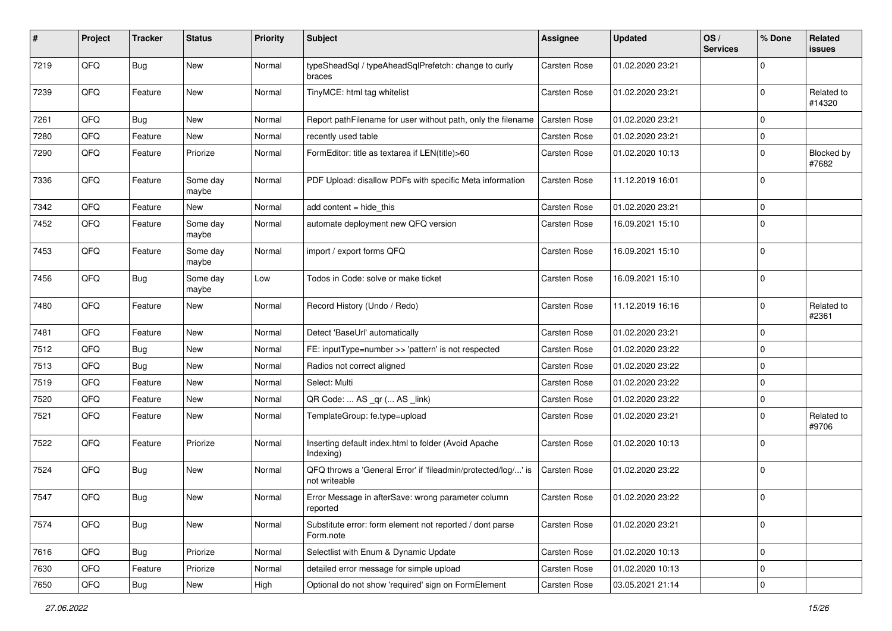| # | Project | Tracker | Status | Priority | Subject | Assignee | Updated | OS / Services | % Done | Related issues |
|---|---|---|---|---|---|---|---|---|---|---|
| 7219 | QFQ | Bug | New | Normal | typeSheadSql / typeAheadSqlPrefetch: change to curly braces | Carsten Rose | 01.02.2020 23:21 | | 0 | |
| 7239 | QFQ | Feature | New | Normal | TinyMCE: html tag whitelist | Carsten Rose | 01.02.2020 23:21 | | 0 | Related to #14320 |
| 7261 | QFQ | Bug | New | Normal | Report pathFilename for user without path, only the filename | Carsten Rose | 01.02.2020 23:21 | | 0 | |
| 7280 | QFQ | Feature | New | Normal | recently used table | Carsten Rose | 01.02.2020 23:21 | | 0 | |
| 7290 | QFQ | Feature | Priorize | Normal | FormEditor: title as textarea if LEN(title)>60 | Carsten Rose | 01.02.2020 10:13 | | 0 | Blocked by #7682 |
| 7336 | QFQ | Feature | Some day maybe | Normal | PDF Upload: disallow PDFs with specific Meta information | Carsten Rose | 11.12.2019 16:01 | | 0 | |
| 7342 | QFQ | Feature | New | Normal | add content = hide_this | Carsten Rose | 01.02.2020 23:21 | | 0 | |
| 7452 | QFQ | Feature | Some day maybe | Normal | automate deployment new QFQ version | Carsten Rose | 16.09.2021 15:10 | | 0 | |
| 7453 | QFQ | Feature | Some day maybe | Normal | import / export forms QFQ | Carsten Rose | 16.09.2021 15:10 | | 0 | |
| 7456 | QFQ | Bug | Some day maybe | Low | Todos in Code: solve or make ticket | Carsten Rose | 16.09.2021 15:10 | | 0 | |
| 7480 | QFQ | Feature | New | Normal | Record History (Undo / Redo) | Carsten Rose | 11.12.2019 16:16 | | 0 | Related to #2361 |
| 7481 | QFQ | Feature | New | Normal | Detect 'BaseUrl' automatically | Carsten Rose | 01.02.2020 23:21 | | 0 | |
| 7512 | QFQ | Bug | New | Normal | FE: inputType=number >> 'pattern' is not respected | Carsten Rose | 01.02.2020 23:22 | | 0 | |
| 7513 | QFQ | Bug | New | Normal | Radios not correct aligned | Carsten Rose | 01.02.2020 23:22 | | 0 | |
| 7519 | QFQ | Feature | New | Normal | Select: Multi | Carsten Rose | 01.02.2020 23:22 | | 0 | |
| 7520 | QFQ | Feature | New | Normal | QR Code: ... AS _qr (... AS _link) | Carsten Rose | 01.02.2020 23:22 | | 0 | |
| 7521 | QFQ | Feature | New | Normal | TemplateGroup: fe.type=upload | Carsten Rose | 01.02.2020 23:21 | | 0 | Related to #9706 |
| 7522 | QFQ | Feature | Priorize | Normal | Inserting default index.html to folder (Avoid Apache Indexing) | Carsten Rose | 01.02.2020 10:13 | | 0 | |
| 7524 | QFQ | Bug | New | Normal | QFQ throws a 'General Error' if 'fileadmin/protected/log/...' is not writeable | Carsten Rose | 01.02.2020 23:22 | | 0 | |
| 7547 | QFQ | Bug | New | Normal | Error Message in afterSave: wrong parameter column reported | Carsten Rose | 01.02.2020 23:22 | | 0 | |
| 7574 | QFQ | Bug | New | Normal | Substitute error: form element not reported / dont parse Form.note | Carsten Rose | 01.02.2020 23:21 | | 0 | |
| 7616 | QFQ | Bug | Priorize | Normal | Selectlist with Enum & Dynamic Update | Carsten Rose | 01.02.2020 10:13 | | 0 | |
| 7630 | QFQ | Feature | Priorize | Normal | detailed error message for simple upload | Carsten Rose | 01.02.2020 10:13 | | 0 | |
| 7650 | QFQ | Bug | New | High | Optional do not show 'required' sign on FormElement | Carsten Rose | 03.05.2021 21:14 | | 0 | |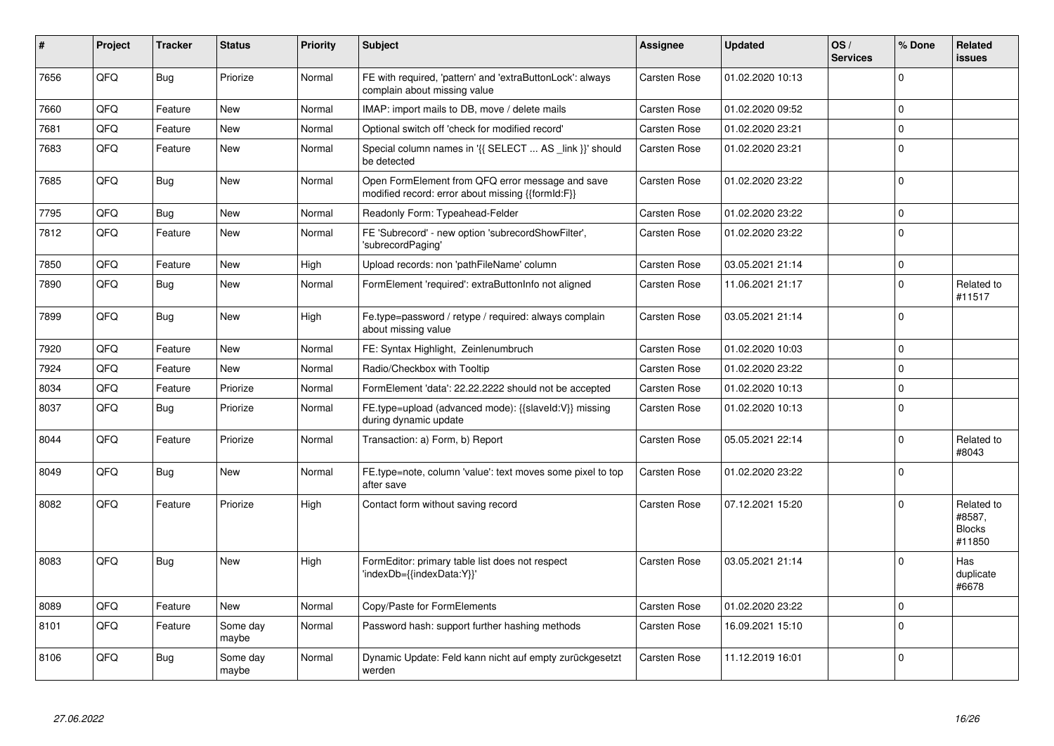| # | Project | Tracker | Status | Priority | Subject | Assignee | Updated | OS / Services | % Done | Related issues |
|---|---|---|---|---|---|---|---|---|---|---|
| 7656 | QFQ | Bug | Priorize | Normal | FE with required, 'pattern' and 'extraButtonLock': always complain about missing value | Carsten Rose | 01.02.2020 10:13 | | 0 | |
| 7660 | QFQ | Feature | New | Normal | IMAP: import mails to DB, move / delete mails | Carsten Rose | 01.02.2020 09:52 | | 0 | |
| 7681 | QFQ | Feature | New | Normal | Optional switch off 'check for modified record' | Carsten Rose | 01.02.2020 23:21 | | 0 | |
| 7683 | QFQ | Feature | New | Normal | Special column names in '{{ SELECT ... AS _link }}' should be detected | Carsten Rose | 01.02.2020 23:21 | | 0 | |
| 7685 | QFQ | Bug | New | Normal | Open FormElement from QFQ error message and save modified record: error about missing {{formId:F}} | Carsten Rose | 01.02.2020 23:22 | | 0 | |
| 7795 | QFQ | Bug | New | Normal | Readonly Form: Typeahead-Felder | Carsten Rose | 01.02.2020 23:22 | | 0 | |
| 7812 | QFQ | Feature | New | Normal | FE 'Subrecord' - new option 'subrecordShowFilter', 'subrecordPaging' | Carsten Rose | 01.02.2020 23:22 | | 0 | |
| 7850 | QFQ | Feature | New | High | Upload records: non 'pathFileName' column | Carsten Rose | 03.05.2021 21:14 | | 0 | |
| 7890 | QFQ | Bug | New | Normal | FormElement 'required': extraButtonInfo not aligned | Carsten Rose | 11.06.2021 21:17 | | 0 | Related to #11517 |
| 7899 | QFQ | Bug | New | High | Fe.type=password / retype / required: always complain about missing value | Carsten Rose | 03.05.2021 21:14 | | 0 | |
| 7920 | QFQ | Feature | New | Normal | FE: Syntax Highlight, Zeinlenumbruch | Carsten Rose | 01.02.2020 10:03 | | 0 | |
| 7924 | QFQ | Feature | New | Normal | Radio/Checkbox with Tooltip | Carsten Rose | 01.02.2020 23:22 | | 0 | |
| 8034 | QFQ | Feature | Priorize | Normal | FormElement 'data': 22.22.2222 should not be accepted | Carsten Rose | 01.02.2020 10:13 | | 0 | |
| 8037 | QFQ | Bug | Priorize | Normal | FE.type=upload (advanced mode): {{slaveId:V}} missing during dynamic update | Carsten Rose | 01.02.2020 10:13 | | 0 | |
| 8044 | QFQ | Feature | Priorize | Normal | Transaction: a) Form, b) Report | Carsten Rose | 05.05.2021 22:14 | | 0 | Related to #8043 |
| 8049 | QFQ | Bug | New | Normal | FE.type=note, column 'value': text moves some pixel to top after save | Carsten Rose | 01.02.2020 23:22 | | 0 | |
| 8082 | QFQ | Feature | Priorize | High | Contact form without saving record | Carsten Rose | 07.12.2021 15:20 | | 0 | Related to #8587, Blocks #11850 |
| 8083 | QFQ | Bug | New | High | FormEditor: primary table list does not respect 'indexDb={{indexData:Y}}' | Carsten Rose | 03.05.2021 21:14 | | 0 | Has duplicate #6678 |
| 8089 | QFQ | Feature | New | Normal | Copy/Paste for FormElements | Carsten Rose | 01.02.2020 23:22 | | 0 | |
| 8101 | QFQ | Feature | Some day maybe | Normal | Password hash: support further hashing methods | Carsten Rose | 16.09.2021 15:10 | | 0 | |
| 8106 | QFQ | Bug | Some day maybe | Normal | Dynamic Update: Feld kann nicht auf empty zurückgesetzt werden | Carsten Rose | 11.12.2019 16:01 | | 0 | |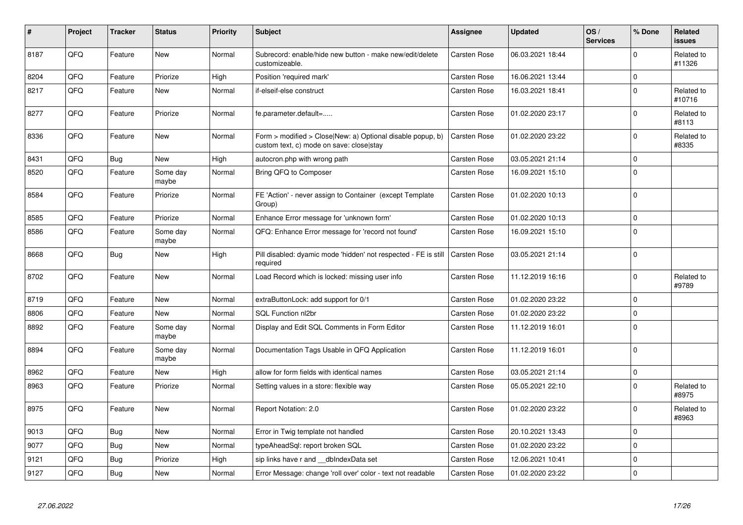| # | Project | Tracker | Status | Priority | Subject | Assignee | Updated | OS / Services | % Done | Related issues |
|---|---|---|---|---|---|---|---|---|---|---|
| 8187 | QFQ | Feature | New | Normal | Subrecord: enable/hide new button - make new/edit/delete customizeable. | Carsten Rose | 06.03.2021 18:44 | | 0 | Related to #11326 |
| 8204 | QFQ | Feature | Priorize | High | Position 'required mark' | Carsten Rose | 16.06.2021 13:44 | | 0 | |
| 8217 | QFQ | Feature | New | Normal | if-elseif-else construct | Carsten Rose | 16.03.2021 18:41 | | 0 | Related to #10716 |
| 8277 | QFQ | Feature | Priorize | Normal | fe.parameter.default=..... | Carsten Rose | 01.02.2020 23:17 | | 0 | Related to #8113 |
| 8336 | QFQ | Feature | New | Normal | Form > modified > Close\|New: a) Optional disable popup, b) custom text, c) mode on save: close\|stay | Carsten Rose | 01.02.2020 23:22 | | 0 | Related to #8335 |
| 8431 | QFQ | Bug | New | High | autocron.php with wrong path | Carsten Rose | 03.05.2021 21:14 | | 0 | |
| 8520 | QFQ | Feature | Some day maybe | Normal | Bring QFQ to Composer | Carsten Rose | 16.09.2021 15:10 | | 0 | |
| 8584 | QFQ | Feature | Priorize | Normal | FE 'Action' - never assign to Container (except Template Group) | Carsten Rose | 01.02.2020 10:13 | | 0 | |
| 8585 | QFQ | Feature | Priorize | Normal | Enhance Error message for 'unknown form' | Carsten Rose | 01.02.2020 10:13 | | 0 | |
| 8586 | QFQ | Feature | Some day maybe | Normal | QFQ: Enhance Error message for 'record not found' | Carsten Rose | 16.09.2021 15:10 | | 0 | |
| 8668 | QFQ | Bug | New | High | Pill disabled: dyamic mode 'hidden' not respected - FE is still required | Carsten Rose | 03.05.2021 21:14 | | 0 | |
| 8702 | QFQ | Feature | New | Normal | Load Record which is locked: missing user info | Carsten Rose | 11.12.2019 16:16 | | 0 | Related to #9789 |
| 8719 | QFQ | Feature | New | Normal | extraButtonLock: add support for 0/1 | Carsten Rose | 01.02.2020 23:22 | | 0 | |
| 8806 | QFQ | Feature | New | Normal | SQL Function nl2br | Carsten Rose | 01.02.2020 23:22 | | 0 | |
| 8892 | QFQ | Feature | Some day maybe | Normal | Display and Edit SQL Comments in Form Editor | Carsten Rose | 11.12.2019 16:01 | | 0 | |
| 8894 | QFQ | Feature | Some day maybe | Normal | Documentation Tags Usable in QFQ Application | Carsten Rose | 11.12.2019 16:01 | | 0 | |
| 8962 | QFQ | Feature | New | High | allow for form fields with identical names | Carsten Rose | 03.05.2021 21:14 | | 0 | |
| 8963 | QFQ | Feature | Priorize | Normal | Setting values in a store: flexible way | Carsten Rose | 05.05.2021 22:10 | | 0 | Related to #8975 |
| 8975 | QFQ | Feature | New | Normal | Report Notation: 2.0 | Carsten Rose | 01.02.2020 23:22 | | 0 | Related to #8963 |
| 9013 | QFQ | Bug | New | Normal | Error in Twig template not handled | Carsten Rose | 20.10.2021 13:43 | | 0 | |
| 9077 | QFQ | Bug | New | Normal | typeAheadSql: report broken SQL | Carsten Rose | 01.02.2020 23:22 | | 0 | |
| 9121 | QFQ | Bug | Priorize | High | sip links have r and __dbIndexData set | Carsten Rose | 12.06.2021 10:41 | | 0 | |
| 9127 | QFQ | Bug | New | Normal | Error Message: change 'roll over' color - text not readable | Carsten Rose | 01.02.2020 23:22 | | 0 | |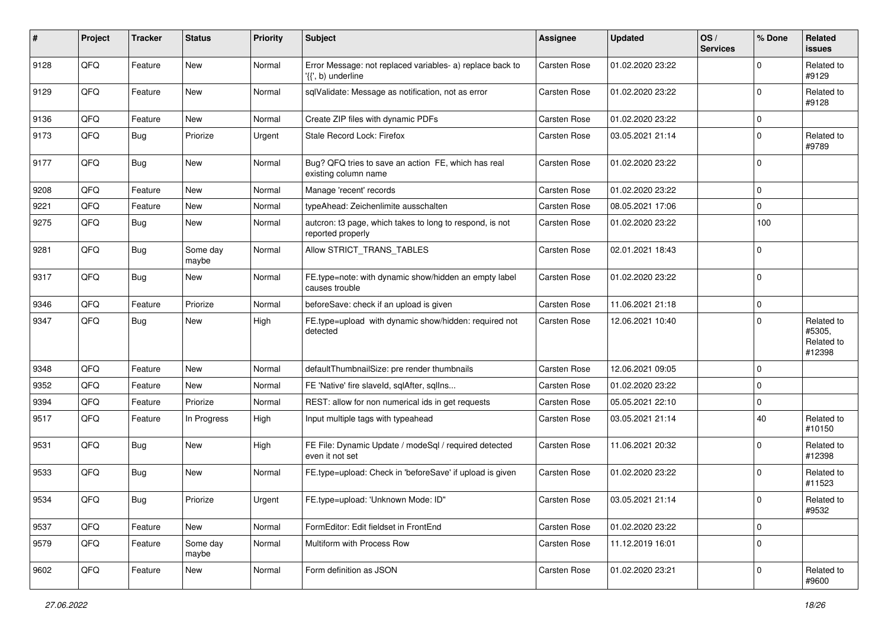| # | Project | Tracker | Status | Priority | Subject | Assignee | Updated | OS / Services | % Done | Related issues |
|---|---|---|---|---|---|---|---|---|---|---|
| 9128 | QFQ | Feature | New | Normal | Error Message: not replaced variables- a) replace back to '{{', b) underline | Carsten Rose | 01.02.2020 23:22 | | 0 | Related to #9129 |
| 9129 | QFQ | Feature | New | Normal | sqlValidate: Message as notification, not as error | Carsten Rose | 01.02.2020 23:22 | | 0 | Related to #9128 |
| 9136 | QFQ | Feature | New | Normal | Create ZIP files with dynamic PDFs | Carsten Rose | 01.02.2020 23:22 | | 0 | |
| 9173 | QFQ | Bug | Priorize | Urgent | Stale Record Lock: Firefox | Carsten Rose | 03.05.2021 21:14 | | 0 | Related to #9789 |
| 9177 | QFQ | Bug | New | Normal | Bug? QFQ tries to save an action FE, which has real existing column name | Carsten Rose | 01.02.2020 23:22 | | 0 | |
| 9208 | QFQ | Feature | New | Normal | Manage 'recent' records | Carsten Rose | 01.02.2020 23:22 | | 0 | |
| 9221 | QFQ | Feature | New | Normal | typeAhead: Zeichenlimite ausschalten | Carsten Rose | 08.05.2021 17:06 | | 0 | |
| 9275 | QFQ | Bug | New | Normal | autcron: t3 page, which takes to long to respond, is not reported properly | Carsten Rose | 01.02.2020 23:22 | | 100 | |
| 9281 | QFQ | Bug | Some day maybe | Normal | Allow STRICT_TRANS_TABLES | Carsten Rose | 02.01.2021 18:43 | | 0 | |
| 9317 | QFQ | Bug | New | Normal | FE.type=note: with dynamic show/hidden an empty label causes trouble | Carsten Rose | 01.02.2020 23:22 | | 0 | |
| 9346 | QFQ | Feature | Priorize | Normal | beforeSave: check if an upload is given | Carsten Rose | 11.06.2021 21:18 | | 0 | |
| 9347 | QFQ | Bug | New | High | FE.type=upload with dynamic show/hidden: required not detected | Carsten Rose | 12.06.2021 10:40 | | 0 | Related to #5305, Related to #12398 |
| 9348 | QFQ | Feature | New | Normal | defaultThumbnailSize: pre render thumbnails | Carsten Rose | 12.06.2021 09:05 | | 0 | |
| 9352 | QFQ | Feature | New | Normal | FE 'Native' fire slaveId, sqlAfter, sqlIns... | Carsten Rose | 01.02.2020 23:22 | | 0 | |
| 9394 | QFQ | Feature | Priorize | Normal | REST: allow for non numerical ids in get requests | Carsten Rose | 05.05.2021 22:10 | | 0 | |
| 9517 | QFQ | Feature | In Progress | High | Input multiple tags with typeahead | Carsten Rose | 03.05.2021 21:14 | | 40 | Related to #10150 |
| 9531 | QFQ | Bug | New | High | FE File: Dynamic Update / modeSql / required detected even it not set | Carsten Rose | 11.06.2021 20:32 | | 0 | Related to #12398 |
| 9533 | QFQ | Bug | New | Normal | FE.type=upload: Check in 'beforeSave' if upload is given | Carsten Rose | 01.02.2020 23:22 | | 0 | Related to #11523 |
| 9534 | QFQ | Bug | Priorize | Urgent | FE.type=upload: 'Unknown Mode: ID" | Carsten Rose | 03.05.2021 21:14 | | 0 | Related to #9532 |
| 9537 | QFQ | Feature | New | Normal | FormEditor: Edit fieldset in FrontEnd | Carsten Rose | 01.02.2020 23:22 | | 0 | |
| 9579 | QFQ | Feature | Some day maybe | Normal | Multiform with Process Row | Carsten Rose | 11.12.2019 16:01 | | 0 | |
| 9602 | QFQ | Feature | New | Normal | Form definition as JSON | Carsten Rose | 01.02.2020 23:21 | | 0 | Related to #9600 |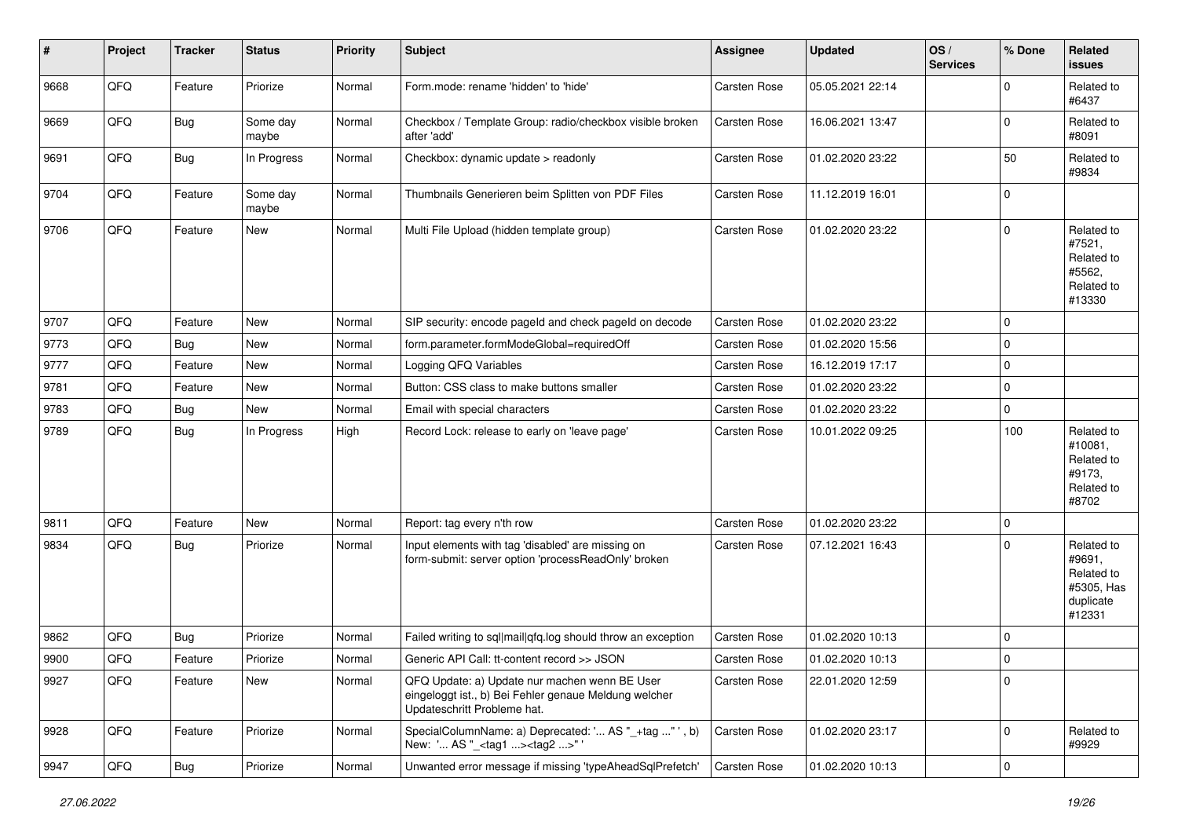| # | Project | Tracker | Status | Priority | Subject | Assignee | Updated | OS / Services | % Done | Related issues |
|---|---|---|---|---|---|---|---|---|---|---|
| 9668 | QFQ | Feature | Priorize | Normal | Form.mode: rename 'hidden' to 'hide' | Carsten Rose | 05.05.2021 22:14 | | 0 | Related to #6437 |
| 9669 | QFQ | Bug | Some day maybe | Normal | Checkbox / Template Group: radio/checkbox visible broken after 'add' | Carsten Rose | 16.06.2021 13:47 | | 0 | Related to #8091 |
| 9691 | QFQ | Bug | In Progress | Normal | Checkbox: dynamic update > readonly | Carsten Rose | 01.02.2020 23:22 | | 50 | Related to #9834 |
| 9704 | QFQ | Feature | Some day maybe | Normal | Thumbnails Generieren beim Splitten von PDF Files | Carsten Rose | 11.12.2019 16:01 | | 0 | |
| 9706 | QFQ | Feature | New | Normal | Multi File Upload (hidden template group) | Carsten Rose | 01.02.2020 23:22 | | 0 | Related to #7521, Related to #5562, Related to #13330 |
| 9707 | QFQ | Feature | New | Normal | SIP security: encode pageId and check pageId on decode | Carsten Rose | 01.02.2020 23:22 | | 0 | |
| 9773 | QFQ | Bug | New | Normal | form.parameter.formModeGlobal=requiredOff | Carsten Rose | 01.02.2020 15:56 | | 0 | |
| 9777 | QFQ | Feature | New | Normal | Logging QFQ Variables | Carsten Rose | 16.12.2019 17:17 | | 0 | |
| 9781 | QFQ | Feature | New | Normal | Button: CSS class to make buttons smaller | Carsten Rose | 01.02.2020 23:22 | | 0 | |
| 9783 | QFQ | Bug | New | Normal | Email with special characters | Carsten Rose | 01.02.2020 23:22 | | 0 | |
| 9789 | QFQ | Bug | In Progress | High | Record Lock: release to early on 'leave page' | Carsten Rose | 10.01.2022 09:25 | | 100 | Related to #10081, Related to #9173, Related to #8702 |
| 9811 | QFQ | Feature | New | Normal | Report: tag every n'th row | Carsten Rose | 01.02.2020 23:22 | | 0 | |
| 9834 | QFQ | Bug | Priorize | Normal | Input elements with tag 'disabled' are missing on form-submit: server option 'processReadOnly' broken | Carsten Rose | 07.12.2021 16:43 | | 0 | Related to #9691, Related to #5305, Has duplicate #12331 |
| 9862 | QFQ | Bug | Priorize | Normal | Failed writing to sql\|mail\|qfq.log should throw an exception | Carsten Rose | 01.02.2020 10:13 | | 0 | |
| 9900 | QFQ | Feature | Priorize | Normal | Generic API Call: tt-content record >> JSON | Carsten Rose | 01.02.2020 10:13 | | 0 | |
| 9927 | QFQ | Feature | New | Normal | QFQ Update: a) Update nur machen wenn BE User eingeloggt ist., b) Bei Fehler genaue Meldung welcher Updateschritt Probleme hat. | Carsten Rose | 22.01.2020 12:59 | | 0 | |
| 9928 | QFQ | Feature | Priorize | Normal | SpecialColumnName: a) Deprecated: '... AS "_+tag ..." ', b) New: '... AS "_<tag1 ...><tag2 ...>" ' | Carsten Rose | 01.02.2020 23:17 | | 0 | Related to #9929 |
| 9947 | QFQ | Bug | Priorize | Normal | Unwanted error message if missing 'typeAheadSqlPrefetch' | Carsten Rose | 01.02.2020 10:13 | | 0 | |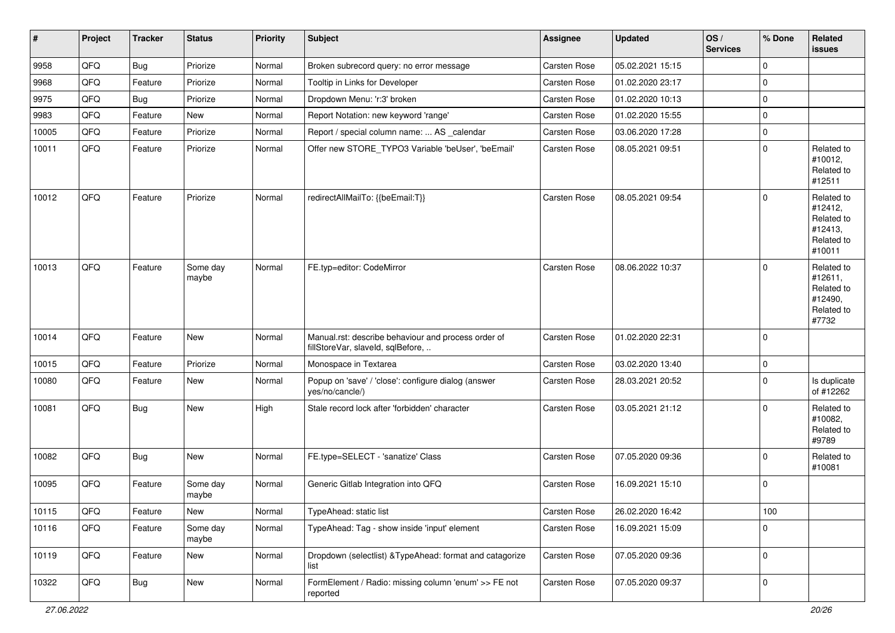| # | Project | Tracker | Status | Priority | Subject | Assignee | Updated | OS / Services | % Done | Related issues |
|---|---|---|---|---|---|---|---|---|---|---|
| 9958 | QFQ | Bug | Priorize | Normal | Broken subrecord query: no error message | Carsten Rose | 05.02.2021 15:15 | | 0 | |
| 9968 | QFQ | Feature | Priorize | Normal | Tooltip in Links for Developer | Carsten Rose | 01.02.2020 23:17 | | 0 | |
| 9975 | QFQ | Bug | Priorize | Normal | Dropdown Menu: 'r:3' broken | Carsten Rose | 01.02.2020 10:13 | | 0 | |
| 9983 | QFQ | Feature | New | Normal | Report Notation: new keyword 'range' | Carsten Rose | 01.02.2020 15:55 | | 0 | |
| 10005 | QFQ | Feature | Priorize | Normal | Report / special column name: ... AS _calendar | Carsten Rose | 03.06.2020 17:28 | | 0 | |
| 10011 | QFQ | Feature | Priorize | Normal | Offer new STORE_TYPO3 Variable 'beUser', 'beEmail' | Carsten Rose | 08.05.2021 09:51 | | 0 | Related to #10012, Related to #12511 |
| 10012 | QFQ | Feature | Priorize | Normal | redirectAllMailTo: {{beEmail:T}} | Carsten Rose | 08.05.2021 09:54 | | 0 | Related to #12412, Related to #12413, Related to #10011 |
| 10013 | QFQ | Feature | Some day maybe | Normal | FE.typ=editor: CodeMirror | Carsten Rose | 08.06.2022 10:37 | | 0 | Related to #12611, Related to #12490, Related to #7732 |
| 10014 | QFQ | Feature | New | Normal | Manual.rst: describe behaviour and process order of fillStoreVar, slaveId, sqlBefore, .. | Carsten Rose | 01.02.2020 22:31 | | 0 | |
| 10015 | QFQ | Feature | Priorize | Normal | Monospace in Textarea | Carsten Rose | 03.02.2020 13:40 | | 0 | |
| 10080 | QFQ | Feature | New | Normal | Popup on 'save' / 'close': configure dialog (answer yes/no/cancle/) | Carsten Rose | 28.03.2021 20:52 | | 0 | Is duplicate of #12262 |
| 10081 | QFQ | Bug | New | High | Stale record lock after 'forbidden' character | Carsten Rose | 03.05.2021 21:12 | | 0 | Related to #10082, Related to #9789 |
| 10082 | QFQ | Bug | New | Normal | FE.type=SELECT - 'sanatize' Class | Carsten Rose | 07.05.2020 09:36 | | 0 | Related to #10081 |
| 10095 | QFQ | Feature | Some day maybe | Normal | Generic Gitlab Integration into QFQ | Carsten Rose | 16.09.2021 15:10 | | 0 | |
| 10115 | QFQ | Feature | New | Normal | TypeAhead: static list | Carsten Rose | 26.02.2020 16:42 | | 100 | |
| 10116 | QFQ | Feature | Some day maybe | Normal | TypeAhead: Tag - show inside 'input' element | Carsten Rose | 16.09.2021 15:09 | | 0 | |
| 10119 | QFQ | Feature | New | Normal | Dropdown (selectlist) &TypeAhead: format and catagorize list | Carsten Rose | 07.05.2020 09:36 | | 0 | |
| 10322 | QFQ | Bug | New | Normal | FormElement / Radio: missing column 'enum' >> FE not reported | Carsten Rose | 07.05.2020 09:37 | | 0 | |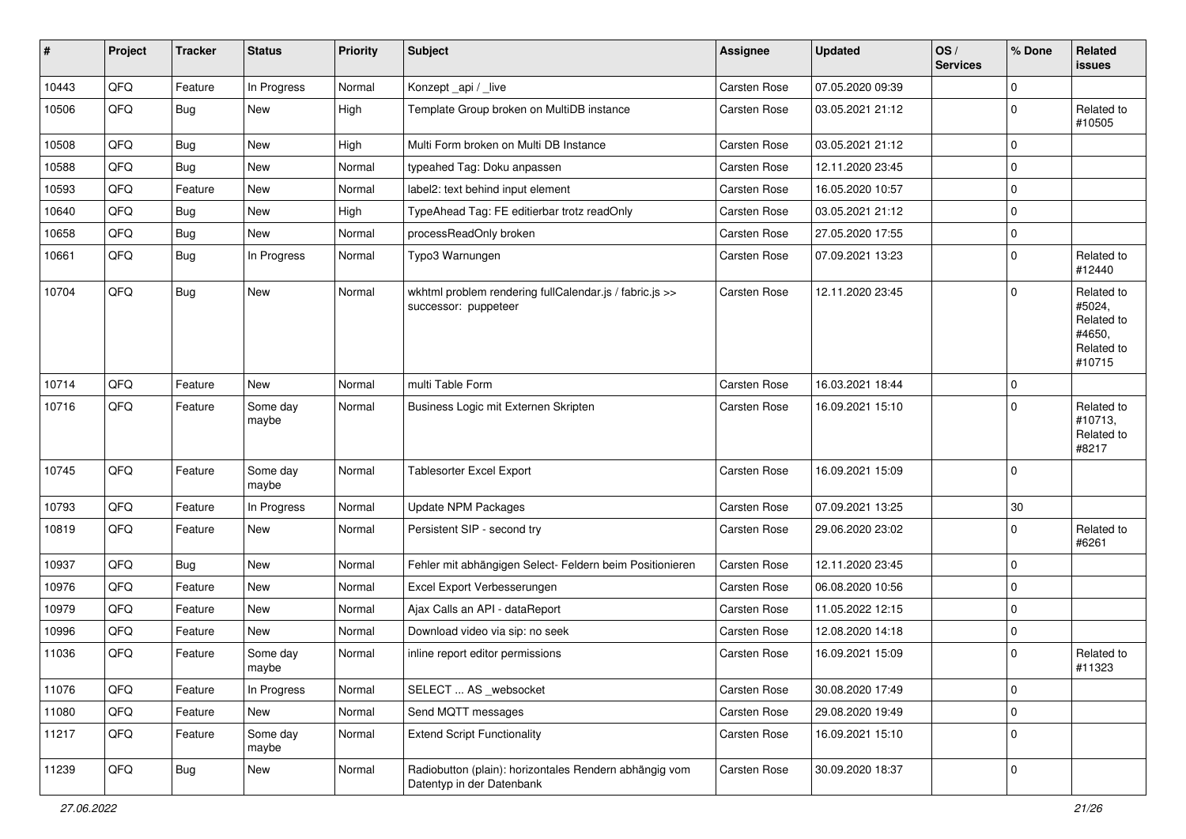| # | Project | Tracker | Status | Priority | Subject | Assignee | Updated | OS / Services | % Done | Related issues |
|---|---|---|---|---|---|---|---|---|---|---|
| 10443 | QFQ | Feature | In Progress | Normal | Konzept _api / _live | Carsten Rose | 07.05.2020 09:39 | | 0 | |
| 10506 | QFQ | Bug | New | High | Template Group broken on MultiDB instance | Carsten Rose | 03.05.2021 21:12 | | 0 | Related to #10505 |
| 10508 | QFQ | Bug | New | High | Multi Form broken on Multi DB Instance | Carsten Rose | 03.05.2021 21:12 | | 0 | |
| 10588 | QFQ | Bug | New | Normal | typeahed Tag: Doku anpassen | Carsten Rose | 12.11.2020 23:45 | | 0 | |
| 10593 | QFQ | Feature | New | Normal | label2: text behind input element | Carsten Rose | 16.05.2020 10:57 | | 0 | |
| 10640 | QFQ | Bug | New | High | TypeAhead Tag: FE editierbar trotz readOnly | Carsten Rose | 03.05.2021 21:12 | | 0 | |
| 10658 | QFQ | Bug | New | Normal | processReadOnly broken | Carsten Rose | 27.05.2020 17:55 | | 0 | |
| 10661 | QFQ | Bug | In Progress | Normal | Typo3 Warnungen | Carsten Rose | 07.09.2021 13:23 | | 0 | Related to #12440 |
| 10704 | QFQ | Bug | New | Normal | wkhtml problem rendering fullCalendar.js / fabric.js >> successor: puppeteer | Carsten Rose | 12.11.2020 23:45 | | 0 | Related to #5024, Related to #4650, Related to #10715 |
| 10714 | QFQ | Feature | New | Normal | multi Table Form | Carsten Rose | 16.03.2021 18:44 | | 0 | |
| 10716 | QFQ | Feature | Some day maybe | Normal | Business Logic mit Externen Skripten | Carsten Rose | 16.09.2021 15:10 | | 0 | Related to #10713, Related to #8217 |
| 10745 | QFQ | Feature | Some day maybe | Normal | Tablesorter Excel Export | Carsten Rose | 16.09.2021 15:09 | | 0 | |
| 10793 | QFQ | Feature | In Progress | Normal | Update NPM Packages | Carsten Rose | 07.09.2021 13:25 | | 30 | |
| 10819 | QFQ | Feature | New | Normal | Persistent SIP - second try | Carsten Rose | 29.06.2020 23:02 | | 0 | Related to #6261 |
| 10937 | QFQ | Bug | New | Normal | Fehler mit abhängigen Select- Feldern beim Positionieren | Carsten Rose | 12.11.2020 23:45 | | 0 | |
| 10976 | QFQ | Feature | New | Normal | Excel Export Verbesserungen | Carsten Rose | 06.08.2020 10:56 | | 0 | |
| 10979 | QFQ | Feature | New | Normal | Ajax Calls an API - dataReport | Carsten Rose | 11.05.2022 12:15 | | 0 | |
| 10996 | QFQ | Feature | New | Normal | Download video via sip: no seek | Carsten Rose | 12.08.2020 14:18 | | 0 | |
| 11036 | QFQ | Feature | Some day maybe | Normal | inline report editor permissions | Carsten Rose | 16.09.2021 15:09 | | 0 | Related to #11323 |
| 11076 | QFQ | Feature | In Progress | Normal | SELECT ... AS _websocket | Carsten Rose | 30.08.2020 17:49 | | 0 | |
| 11080 | QFQ | Feature | New | Normal | Send MQTT messages | Carsten Rose | 29.08.2020 19:49 | | 0 | |
| 11217 | QFQ | Feature | Some day maybe | Normal | Extend Script Functionality | Carsten Rose | 16.09.2021 15:10 | | 0 | |
| 11239 | QFQ | Bug | New | Normal | Radiobutton (plain): horizontales Rendern abhängig vom Datentyp in der Datenbank | Carsten Rose | 30.09.2020 18:37 | | 0 | |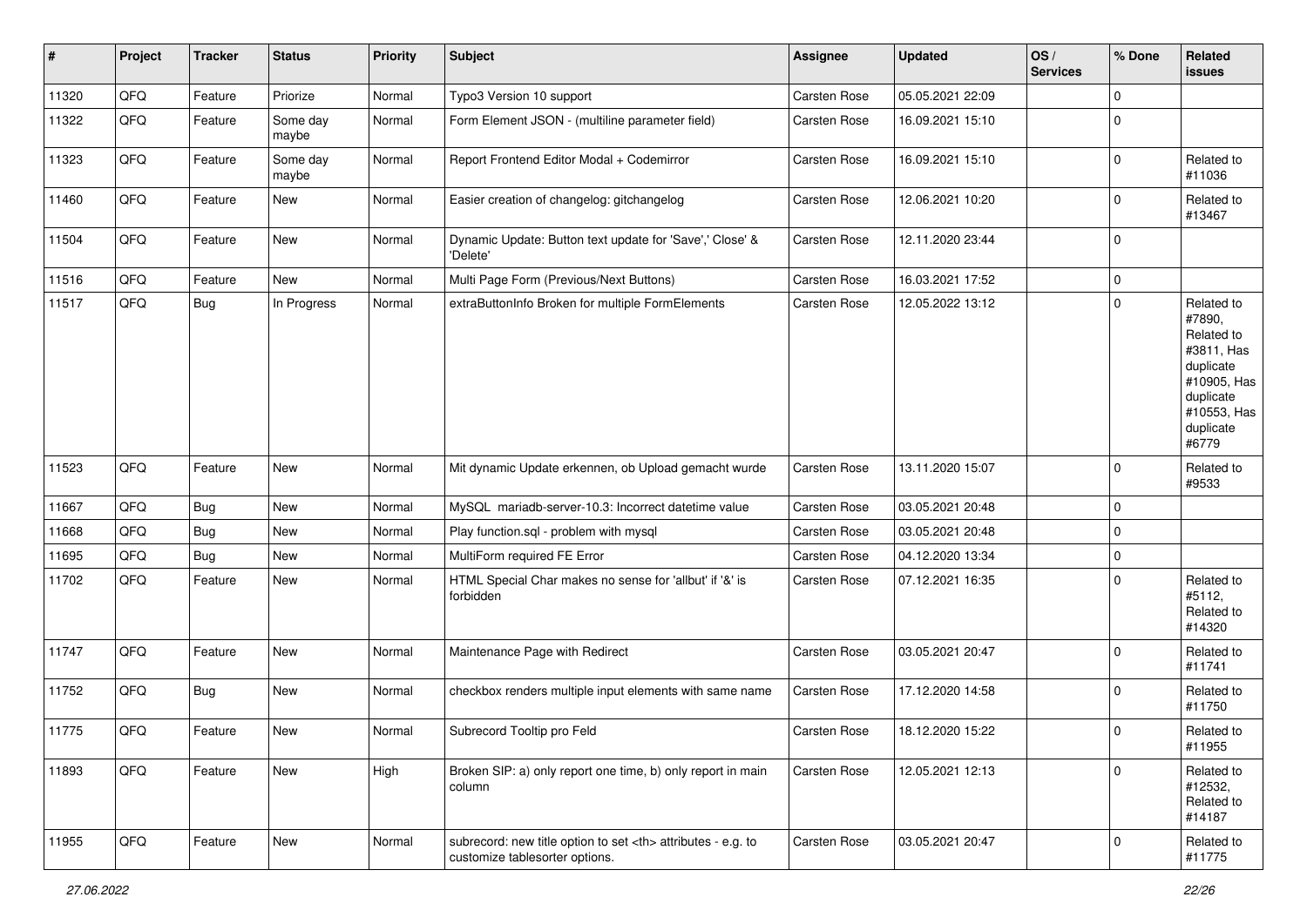| # | Project | Tracker | Status | Priority | Subject | Assignee | Updated | OS / Services | % Done | Related issues |
|---|---|---|---|---|---|---|---|---|---|---|
| 11320 | QFQ | Feature | Priorize | Normal | Typo3 Version 10 support | Carsten Rose | 05.05.2021 22:09 | | 0 | |
| 11322 | QFQ | Feature | Some day maybe | Normal | Form Element JSON - (multiline parameter field) | Carsten Rose | 16.09.2021 15:10 | | 0 | |
| 11323 | QFQ | Feature | Some day maybe | Normal | Report Frontend Editor Modal + Codemirror | Carsten Rose | 16.09.2021 15:10 | | 0 | Related to #11036 |
| 11460 | QFQ | Feature | New | Normal | Easier creation of changelog: gitchangelog | Carsten Rose | 12.06.2021 10:20 | | 0 | Related to #13467 |
| 11504 | QFQ | Feature | New | Normal | Dynamic Update: Button text update for 'Save',' Close' & 'Delete' | Carsten Rose | 12.11.2020 23:44 | | 0 | |
| 11516 | QFQ | Feature | New | Normal | Multi Page Form (Previous/Next Buttons) | Carsten Rose | 16.03.2021 17:52 | | 0 | |
| 11517 | QFQ | Bug | In Progress | Normal | extraButtonInfo Broken for multiple FormElements | Carsten Rose | 12.05.2022 13:12 | | 0 | Related to #7890, Related to #3811, Has duplicate #10905, Has duplicate #10553, Has duplicate #6779 |
| 11523 | QFQ | Feature | New | Normal | Mit dynamic Update erkennen, ob Upload gemacht wurde | Carsten Rose | 13.11.2020 15:07 | | 0 | Related to #9533 |
| 11667 | QFQ | Bug | New | Normal | MySQL mariadb-server-10.3: Incorrect datetime value | Carsten Rose | 03.05.2021 20:48 | | 0 | |
| 11668 | QFQ | Bug | New | Normal | Play function.sql - problem with mysql | Carsten Rose | 03.05.2021 20:48 | | 0 | |
| 11695 | QFQ | Bug | New | Normal | MultiForm required FE Error | Carsten Rose | 04.12.2020 13:34 | | 0 | |
| 11702 | QFQ | Feature | New | Normal | HTML Special Char makes no sense for 'allbut' if '&' is forbidden | Carsten Rose | 07.12.2021 16:35 | | 0 | Related to #5112, Related to #14320 |
| 11747 | QFQ | Feature | New | Normal | Maintenance Page with Redirect | Carsten Rose | 03.05.2021 20:47 | | 0 | Related to #11741 |
| 11752 | QFQ | Bug | New | Normal | checkbox renders multiple input elements with same name | Carsten Rose | 17.12.2020 14:58 | | 0 | Related to #11750 |
| 11775 | QFQ | Feature | New | Normal | Subrecord Tooltip pro Feld | Carsten Rose | 18.12.2020 15:22 | | 0 | Related to #11955 |
| 11893 | QFQ | Feature | New | High | Broken SIP: a) only report one time, b) only report in main column | Carsten Rose | 12.05.2021 12:13 | | 0 | Related to #12532, Related to #14187 |
| 11955 | QFQ | Feature | New | Normal | subrecord: new title option to set <th> attributes - e.g. to customize tablesorter options. | Carsten Rose | 03.05.2021 20:47 | | 0 | Related to #11775 |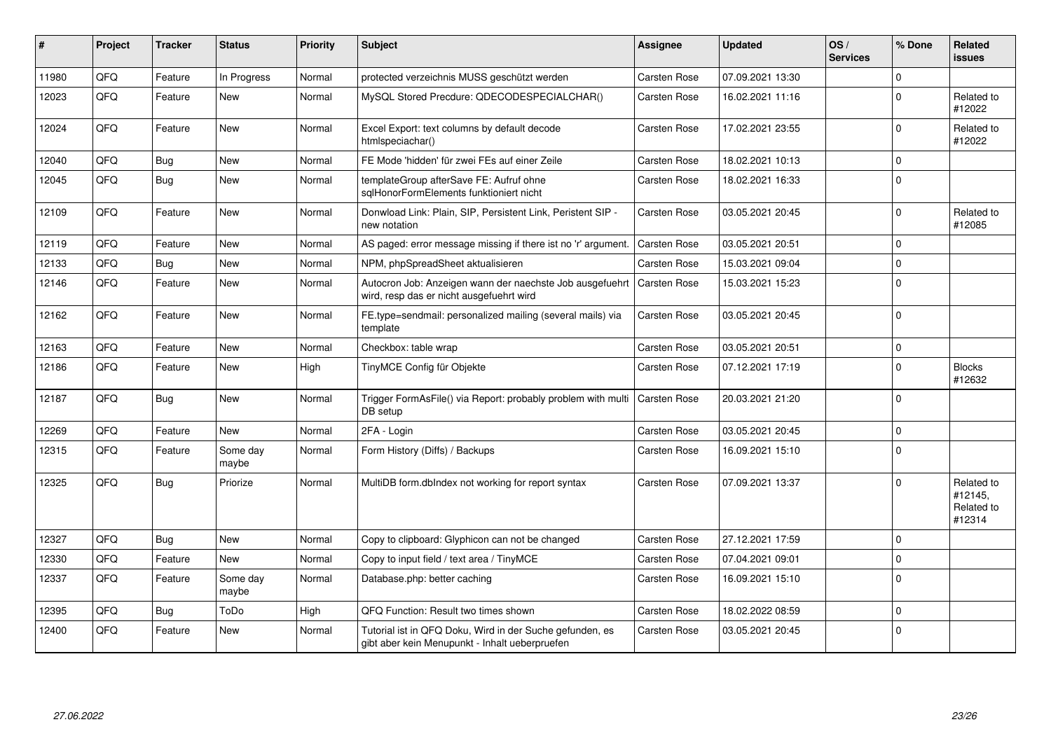| # | Project | Tracker | Status | Priority | Subject | Assignee | Updated | OS / Services | % Done | Related issues |
|---|---|---|---|---|---|---|---|---|---|---|
| 11980 | QFQ | Feature | In Progress | Normal | protected verzeichnis MUSS geschützt werden | Carsten Rose | 07.09.2021 13:30 | | 0 | |
| 12023 | QFQ | Feature | New | Normal | MySQL Stored Precdure: QDECODESPECIALCHAR() | Carsten Rose | 16.02.2021 11:16 | | 0 | Related to #12022 |
| 12024 | QFQ | Feature | New | Normal | Excel Export: text columns by default decode htmlspeciachar() | Carsten Rose | 17.02.2021 23:55 | | 0 | Related to #12022 |
| 12040 | QFQ | Bug | New | Normal | FE Mode 'hidden' für zwei FEs auf einer Zeile | Carsten Rose | 18.02.2021 10:13 | | 0 | |
| 12045 | QFQ | Bug | New | Normal | templateGroup afterSave FE: Aufruf ohne sqlHonorFormElements funktioniert nicht | Carsten Rose | 18.02.2021 16:33 | | 0 | |
| 12109 | QFQ | Feature | New | Normal | Donwload Link: Plain, SIP, Persistent Link, Peristent SIP - new notation | Carsten Rose | 03.05.2021 20:45 | | 0 | Related to #12085 |
| 12119 | QFQ | Feature | New | Normal | AS paged: error message missing if there ist no 'r' argument. | Carsten Rose | 03.05.2021 20:51 | | 0 | |
| 12133 | QFQ | Bug | New | Normal | NPM, phpSpreadSheet aktualisieren | Carsten Rose | 15.03.2021 09:04 | | 0 | |
| 12146 | QFQ | Feature | New | Normal | Autocron Job: Anzeigen wann der naechste Job ausgefuehrt wird, resp das er nicht ausgefuehrt wird | Carsten Rose | 15.03.2021 15:23 | | 0 | |
| 12162 | QFQ | Feature | New | Normal | FE.type=sendmail: personalized mailing (several mails) via template | Carsten Rose | 03.05.2021 20:45 | | 0 | |
| 12163 | QFQ | Feature | New | Normal | Checkbox: table wrap | Carsten Rose | 03.05.2021 20:51 | | 0 | |
| 12186 | QFQ | Feature | New | High | TinyMCE Config für Objekte | Carsten Rose | 07.12.2021 17:19 | | 0 | Blocks #12632 |
| 12187 | QFQ | Bug | New | Normal | Trigger FormAsFile() via Report: probably problem with multi DB setup | Carsten Rose | 20.03.2021 21:20 | | 0 | |
| 12269 | QFQ | Feature | New | Normal | 2FA - Login | Carsten Rose | 03.05.2021 20:45 | | 0 | |
| 12315 | QFQ | Feature | Some day maybe | Normal | Form History (Diffs) / Backups | Carsten Rose | 16.09.2021 15:10 | | 0 | |
| 12325 | QFQ | Bug | Priorize | Normal | MultiDB form.dbIndex not working for report syntax | Carsten Rose | 07.09.2021 13:37 | | 0 | Related to #12145, Related to #12314 |
| 12327 | QFQ | Bug | New | Normal | Copy to clipboard: Glyphicon can not be changed | Carsten Rose | 27.12.2021 17:59 | | 0 | |
| 12330 | QFQ | Feature | New | Normal | Copy to input field / text area / TinyMCE | Carsten Rose | 07.04.2021 09:01 | | 0 | |
| 12337 | QFQ | Feature | Some day maybe | Normal | Database.php: better caching | Carsten Rose | 16.09.2021 15:10 | | 0 | |
| 12395 | QFQ | Bug | ToDo | High | QFQ Function: Result two times shown | Carsten Rose | 18.02.2022 08:59 | | 0 | |
| 12400 | QFQ | Feature | New | Normal | Tutorial ist in QFQ Doku, Wird in der Suche gefunden, es gibt aber kein Menupunkt - Inhalt ueberpruefen | Carsten Rose | 03.05.2021 20:45 | | 0 | |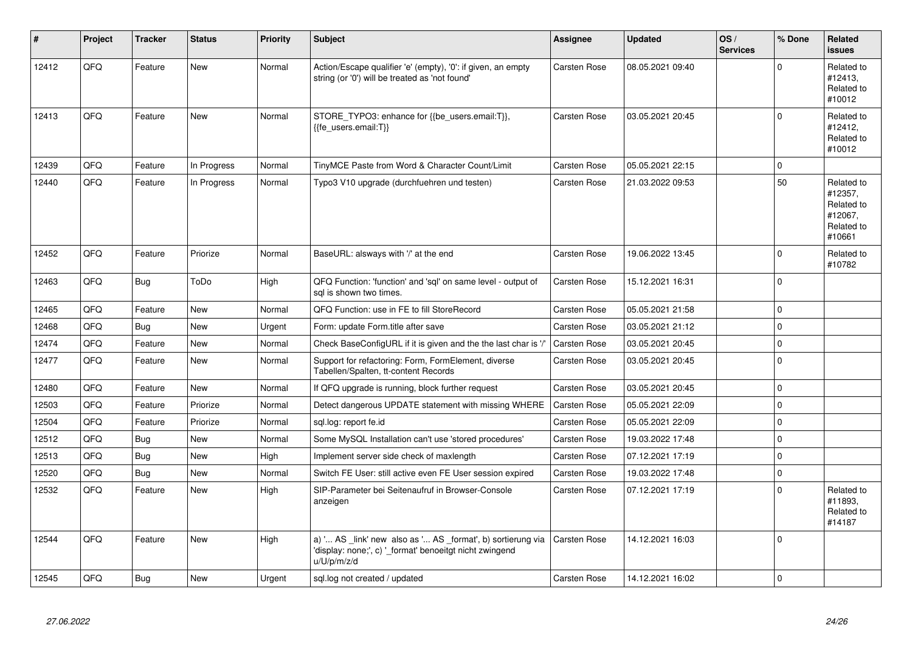| # | Project | Tracker | Status | Priority | Subject | Assignee | Updated | OS / Services | % Done | Related issues |
|---|---|---|---|---|---|---|---|---|---|---|
| 12412 | QFQ | Feature | New | Normal | Action/Escape qualifier 'e' (empty), '0': if given, an empty string (or '0') will be treated as 'not found' | Carsten Rose | 08.05.2021 09:40 | | 0 | Related to #12413, Related to #10012 |
| 12413 | QFQ | Feature | New | Normal | STORE_TYPO3: enhance for {{be_users.email:T}}, {{fe_users.email:T}} | Carsten Rose | 03.05.2021 20:45 | | 0 | Related to #12412, Related to #10012 |
| 12439 | QFQ | Feature | In Progress | Normal | TinyMCE Paste from Word & Character Count/Limit | Carsten Rose | 05.05.2021 22:15 | | 0 | |
| 12440 | QFQ | Feature | In Progress | Normal | Typo3 V10 upgrade (durchfuehren und testen) | Carsten Rose | 21.03.2022 09:53 | | 50 | Related to #12357, Related to #12067, Related to #10661 |
| 12452 | QFQ | Feature | Priorize | Normal | BaseURL: alsways with '/' at the end | Carsten Rose | 19.06.2022 13:45 | | 0 | Related to #10782 |
| 12463 | QFQ | Bug | ToDo | High | QFQ Function: 'function' and 'sql' on same level - output of sql is shown two times. | Carsten Rose | 15.12.2021 16:31 | | 0 | |
| 12465 | QFQ | Feature | New | Normal | QFQ Function: use in FE to fill StoreRecord | Carsten Rose | 05.05.2021 21:58 | | 0 | |
| 12468 | QFQ | Bug | New | Urgent | Form: update Form.title after save | Carsten Rose | 03.05.2021 21:12 | | 0 | |
| 12474 | QFQ | Feature | New | Normal | Check BaseConfigURL if it is given and the the last char is '/' | Carsten Rose | 03.05.2021 20:45 | | 0 | |
| 12477 | QFQ | Feature | New | Normal | Support for refactoring: Form, FormElement, diverse Tabellen/Spalten, tt-content Records | Carsten Rose | 03.05.2021 20:45 | | 0 | |
| 12480 | QFQ | Feature | New | Normal | If QFQ upgrade is running, block further request | Carsten Rose | 03.05.2021 20:45 | | 0 | |
| 12503 | QFQ | Feature | Priorize | Normal | Detect dangerous UPDATE statement with missing WHERE | Carsten Rose | 05.05.2021 22:09 | | 0 | |
| 12504 | QFQ | Feature | Priorize | Normal | sql.log: report fe.id | Carsten Rose | 05.05.2021 22:09 | | 0 | |
| 12512 | QFQ | Bug | New | Normal | Some MySQL Installation can't use 'stored procedures' | Carsten Rose | 19.03.2022 17:48 | | 0 | |
| 12513 | QFQ | Bug | New | High | Implement server side check of maxlength | Carsten Rose | 07.12.2021 17:19 | | 0 | |
| 12520 | QFQ | Bug | New | Normal | Switch FE User: still active even FE User session expired | Carsten Rose | 19.03.2022 17:48 | | 0 | |
| 12532 | QFQ | Feature | New | High | SIP-Parameter bei Seitenaufruf in Browser-Console anzeigen | Carsten Rose | 07.12.2021 17:19 | | 0 | Related to #11893, Related to #14187 |
| 12544 | QFQ | Feature | New | High | a) '... AS _link' new also as '... AS _format', b) sortierung via 'display: none;', c) '_format' benoeitgt nicht zwingend u/U/p/m/z/d | Carsten Rose | 14.12.2021 16:03 | | 0 | |
| 12545 | QFQ | Bug | New | Urgent | sql.log not created / updated | Carsten Rose | 14.12.2021 16:02 | | 0 | |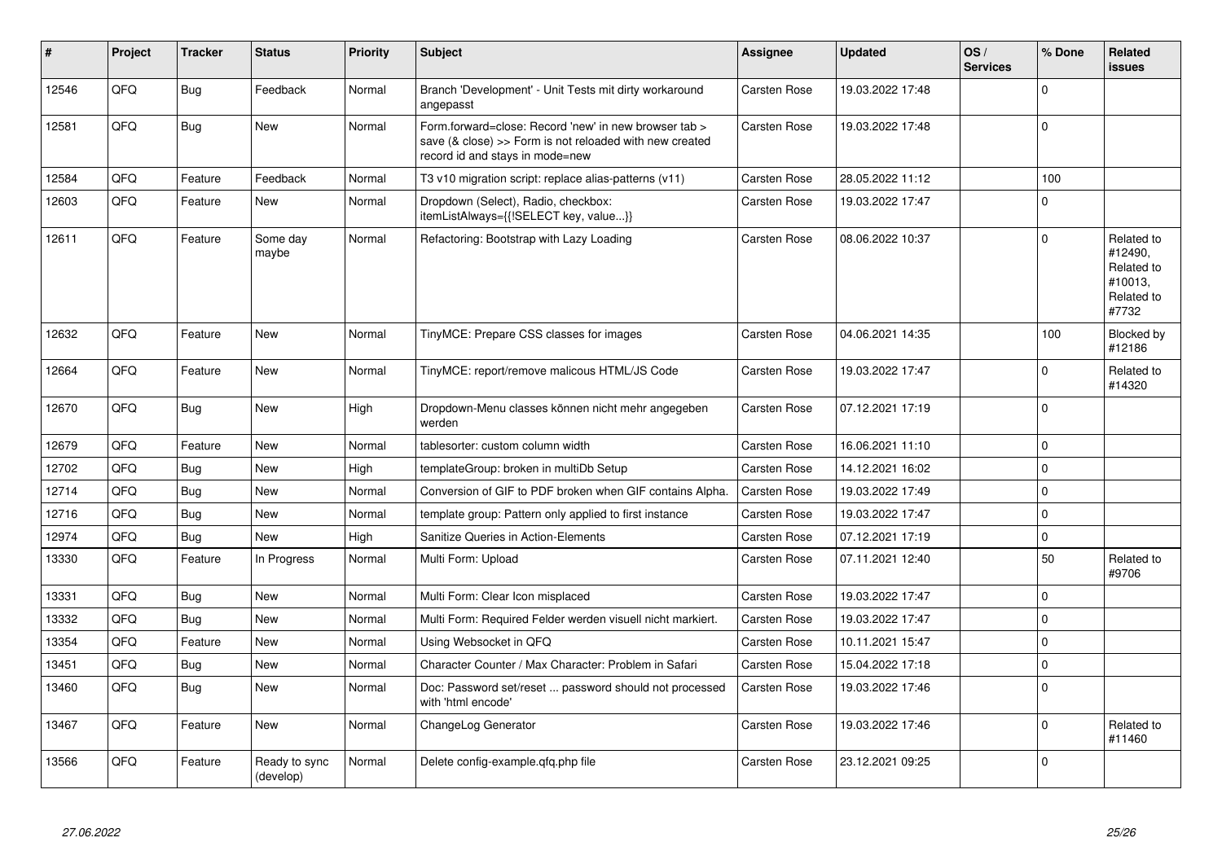| # | Project | Tracker | Status | Priority | Subject | Assignee | Updated | OS / Services | % Done | Related issues |
|---|---|---|---|---|---|---|---|---|---|---|
| 12546 | QFQ | Bug | Feedback | Normal | Branch 'Development' - Unit Tests mit dirty workaround angepasst | Carsten Rose | 19.03.2022 17:48 | | 0 | |
| 12581 | QFQ | Bug | New | Normal | Form.forward=close: Record 'new' in new browser tab > save (& close) >> Form is not reloaded with new created record id and stays in mode=new | Carsten Rose | 19.03.2022 17:48 | | 0 | |
| 12584 | QFQ | Feature | Feedback | Normal | T3 v10 migration script: replace alias-patterns (v11) | Carsten Rose | 28.05.2022 11:12 | | 100 | |
| 12603 | QFQ | Feature | New | Normal | Dropdown (Select), Radio, checkbox: itemListAlways={{!SELECT key, value...}} | Carsten Rose | 19.03.2022 17:47 | | 0 | |
| 12611 | QFQ | Feature | Some day maybe | Normal | Refactoring: Bootstrap with Lazy Loading | Carsten Rose | 08.06.2022 10:37 | | 0 | Related to #12490, Related to #10013, Related to #7732 |
| 12632 | QFQ | Feature | New | Normal | TinyMCE: Prepare CSS classes for images | Carsten Rose | 04.06.2021 14:35 | | 100 | Blocked by #12186 |
| 12664 | QFQ | Feature | New | Normal | TinyMCE: report/remove malicous HTML/JS Code | Carsten Rose | 19.03.2022 17:47 | | 0 | Related to #14320 |
| 12670 | QFQ | Bug | New | High | Dropdown-Menu classes können nicht mehr angegeben werden | Carsten Rose | 07.12.2021 17:19 | | 0 | |
| 12679 | QFQ | Feature | New | Normal | tablesorter: custom column width | Carsten Rose | 16.06.2021 11:10 | | 0 | |
| 12702 | QFQ | Bug | New | High | templateGroup: broken in multiDb Setup | Carsten Rose | 14.12.2021 16:02 | | 0 | |
| 12714 | QFQ | Bug | New | Normal | Conversion of GIF to PDF broken when GIF contains Alpha. | Carsten Rose | 19.03.2022 17:49 | | 0 | |
| 12716 | QFQ | Bug | New | Normal | template group: Pattern only applied to first instance | Carsten Rose | 19.03.2022 17:47 | | 0 | |
| 12974 | QFQ | Bug | New | High | Sanitize Queries in Action-Elements | Carsten Rose | 07.12.2021 17:19 | | 0 | |
| 13330 | QFQ | Feature | In Progress | Normal | Multi Form: Upload | Carsten Rose | 07.11.2021 12:40 | | 50 | Related to #9706 |
| 13331 | QFQ | Bug | New | Normal | Multi Form: Clear Icon misplaced | Carsten Rose | 19.03.2022 17:47 | | 0 | |
| 13332 | QFQ | Bug | New | Normal | Multi Form: Required Felder werden visuell nicht markiert. | Carsten Rose | 19.03.2022 17:47 | | 0 | |
| 13354 | QFQ | Feature | New | Normal | Using Websocket in QFQ | Carsten Rose | 10.11.2021 15:47 | | 0 | |
| 13451 | QFQ | Bug | New | Normal | Character Counter / Max Character: Problem in Safari | Carsten Rose | 15.04.2022 17:18 | | 0 | |
| 13460 | QFQ | Bug | New | Normal | Doc: Password set/reset ... password should not processed with 'html encode' | Carsten Rose | 19.03.2022 17:46 | | 0 | |
| 13467 | QFQ | Feature | New | Normal | ChangeLog Generator | Carsten Rose | 19.03.2022 17:46 | | 0 | Related to #11460 |
| 13566 | QFQ | Feature | Ready to sync (develop) | Normal | Delete config-example.qfq.php file | Carsten Rose | 23.12.2021 09:25 | | 0 | |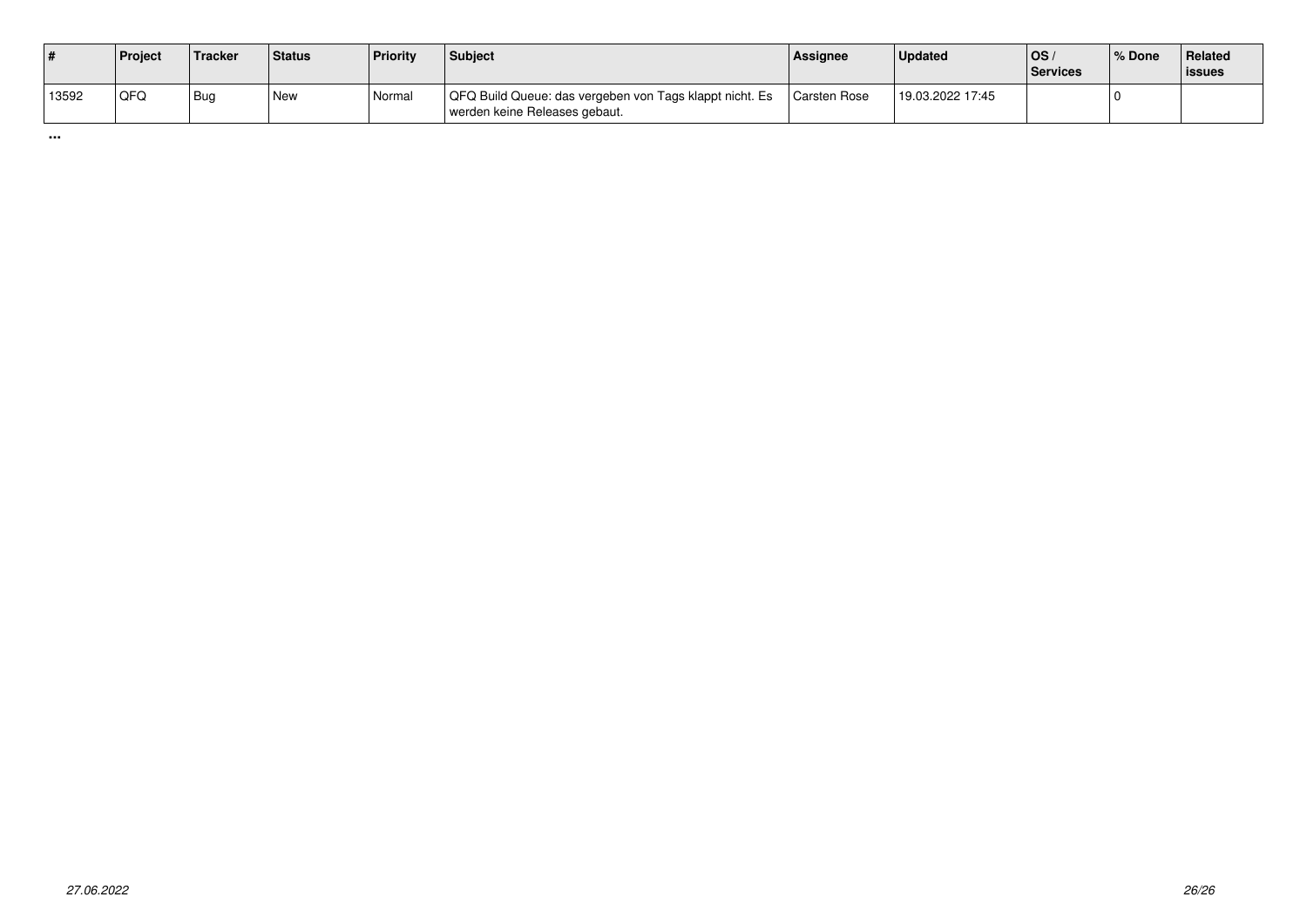| # | Project | Tracker | Status | Priority | Subject | Assignee | Updated | OS / Services | % Done | Related issues |
|---|---|---|---|---|---|---|---|---|---|---|
| 13592 | QFQ | Bug | New | Normal | QFQ Build Queue: das vergeben von Tags klappt nicht. Es werden keine Releases gebaut. | Carsten Rose | 19.03.2022 17:45 | | 0 | |

**...**